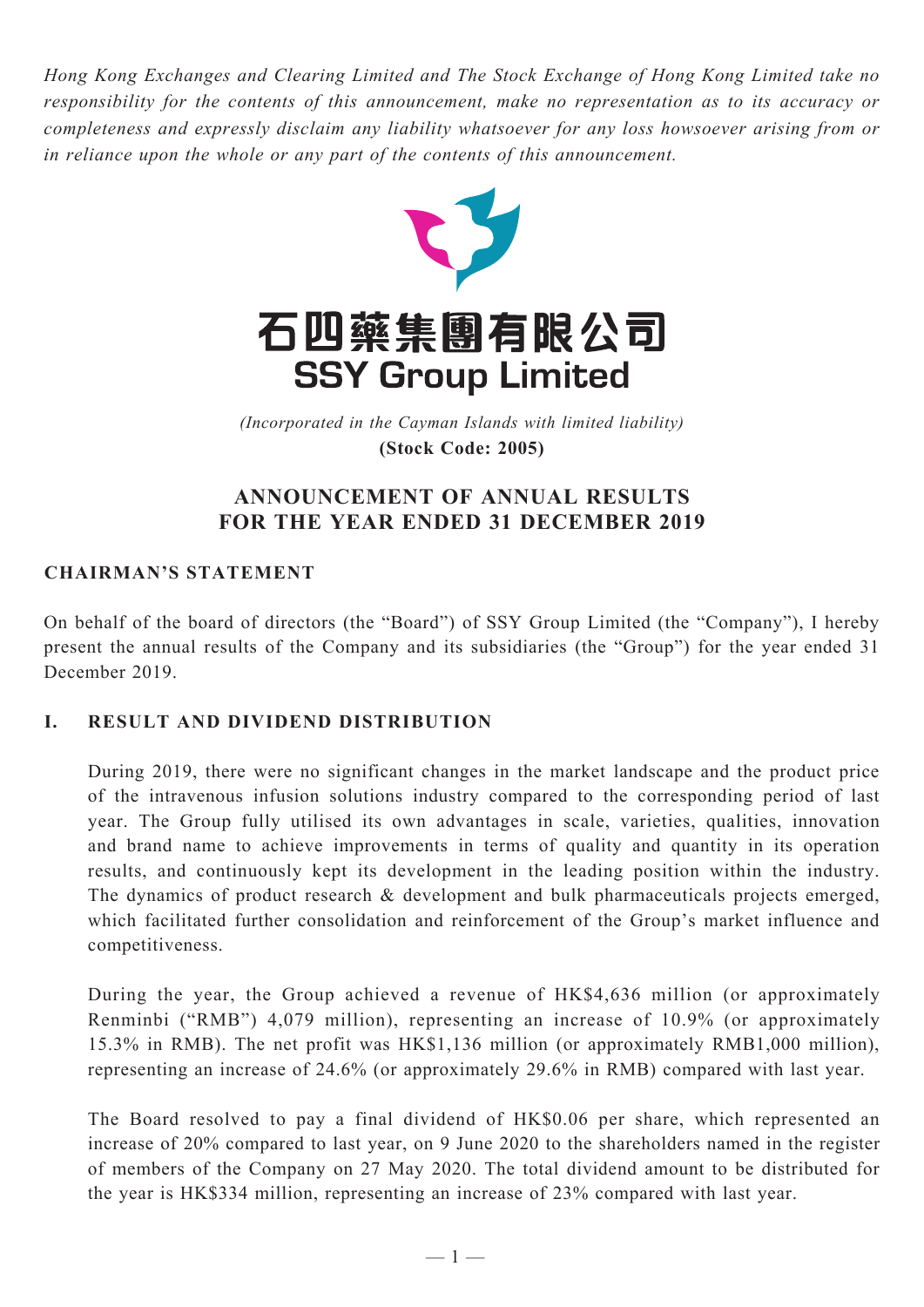*Hong Kong Exchanges and Clearing Limited and The Stock Exchange of Hong Kong Limited take no responsibility for the contents of this announcement, make no representation as to its accuracy or completeness and expressly disclaim any liability whatsoever for any loss howsoever arising from or in reliance upon the whole or any part of the contents of this announcement.*

# 石四藥集團有限公司
# SSY Group Limited

*(Incorporated in the Cayman Islands with limited liability)*
**(Stock Code: 2005)**

## ANNOUNCEMENT OF ANNUAL RESULTS FOR THE YEAR ENDED 31 DECEMBER 2019

### CHAIRMAN'S STATEMENT

On behalf of the board of directors (the "Board") of SSY Group Limited (the "Company"), I hereby present the annual results of the Company and its subsidiaries (the "Group") for the year ended 31 December 2019.

### I. RESULT AND DIVIDEND DISTRIBUTION

During 2019, there were no significant changes in the market landscape and the product price of the intravenous infusion solutions industry compared to the corresponding period of last year. The Group fully utilised its own advantages in scale, varieties, qualities, innovation and brand name to achieve improvements in terms of quality and quantity in its operation results, and continuously kept its development in the leading position within the industry. The dynamics of product research & development and bulk pharmaceuticals projects emerged, which facilitated further consolidation and reinforcement of the Group's market influence and competitiveness.

During the year, the Group achieved a revenue of HK$4,636 million (or approximately Renminbi ("RMB") 4,079 million), representing an increase of 10.9% (or approximately 15.3% in RMB). The net profit was HK$1,136 million (or approximately RMB1,000 million), representing an increase of 24.6% (or approximately 29.6% in RMB) compared with last year.

The Board resolved to pay a final dividend of HK$0.06 per share, which represented an increase of 20% compared to last year, on 9 June 2020 to the shareholders named in the register of members of the Company on 27 May 2020. The total dividend amount to be distributed for the year is HK$334 million, representing an increase of 23% compared with last year.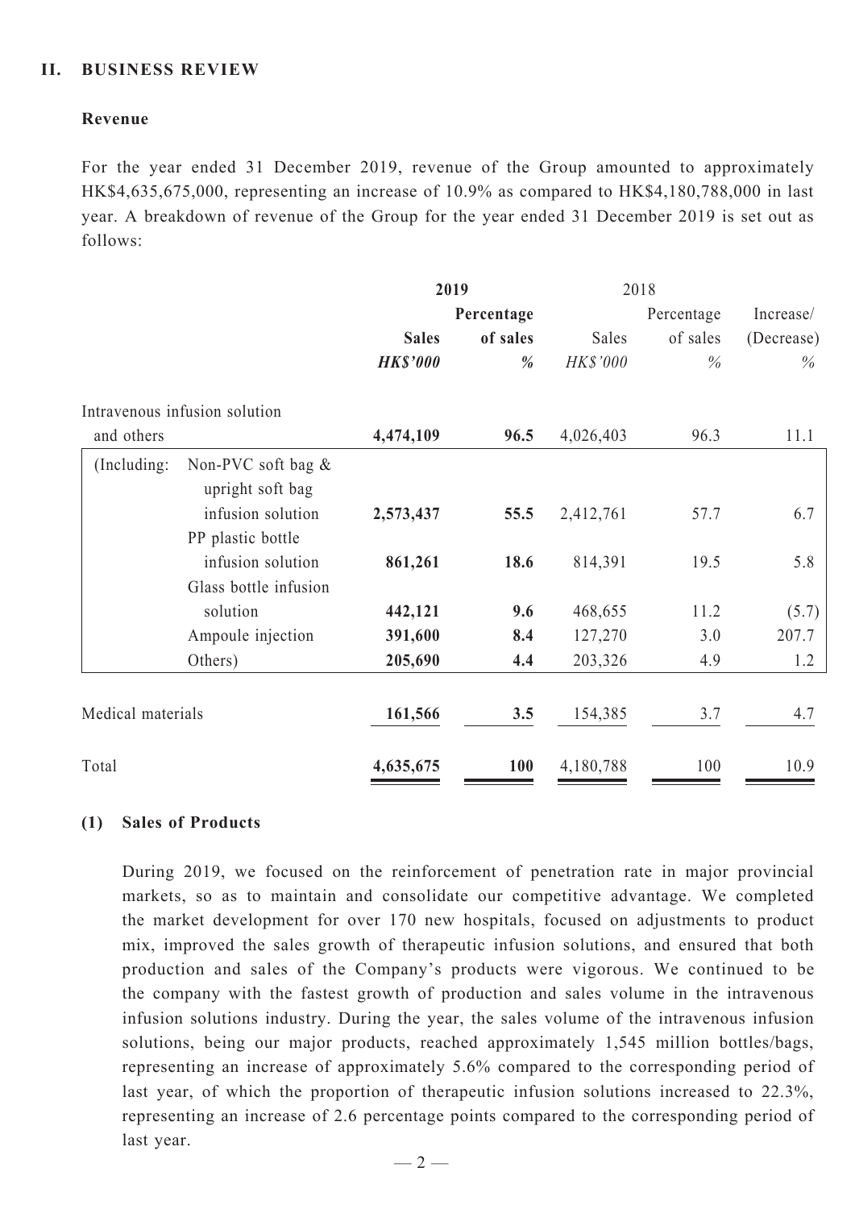## II. BUSINESS REVIEW

### Revenue

For the year ended 31 December 2019, revenue of the Group amounted to approximately HK$4,635,675,000, representing an increase of 10.9% as compared to HK$4,180,788,000 in last year. A breakdown of revenue of the Group for the year ended 31 December 2019 is set out as follows:

| | | **2019** | | 2018 | | |
|---|---|---|---|---|---|---|
| | | **Sales** | **Percentage of sales** | Sales | Percentage of sales | Increase/ (Decrease) |
| | | ***HK$'000*** | ***%*** | *HK$'000* | *%* | *%* |
| Intravenous infusion solution and others | | **4,474,109** | **96.5** | 4,026,403 | 96.3 | 11.1 |
| (Including: | Non-PVC soft bag & upright soft bag infusion solution | **2,573,437** | **55.5** | 2,412,761 | 57.7 | 6.7 |
| | PP plastic bottle infusion solution | **861,261** | **18.6** | 814,391 | 19.5 | 5.8 |
| | Glass bottle infusion solution | **442,121** | **9.6** | 468,655 | 11.2 | (5.7) |
| | Ampoule injection | **391,600** | **8.4** | 127,270 | 3.0 | 207.7 |
| | Others) | **205,690** | **4.4** | 203,326 | 4.9 | 1.2 |
| Medical materials | | **161,566** | **3.5** | 154,385 | 3.7 | 4.7 |
| Total | | **4,635,675** | **100** | 4,180,788 | 100 | 10.9 |

### (1) Sales of Products

During 2019, we focused on the reinforcement of penetration rate in major provincial markets, so as to maintain and consolidate our competitive advantage. We completed the market development for over 170 new hospitals, focused on adjustments to product mix, improved the sales growth of therapeutic infusion solutions, and ensured that both production and sales of the Company's products were vigorous. We continued to be the company with the fastest growth of production and sales volume in the intravenous infusion solutions industry. During the year, the sales volume of the intravenous infusion solutions, being our major products, reached approximately 1,545 million bottles/bags, representing an increase of approximately 5.6% compared to the corresponding period of last year, of which the proportion of therapeutic infusion solutions increased to 22.3%, representing an increase of 2.6 percentage points compared to the corresponding period of last year.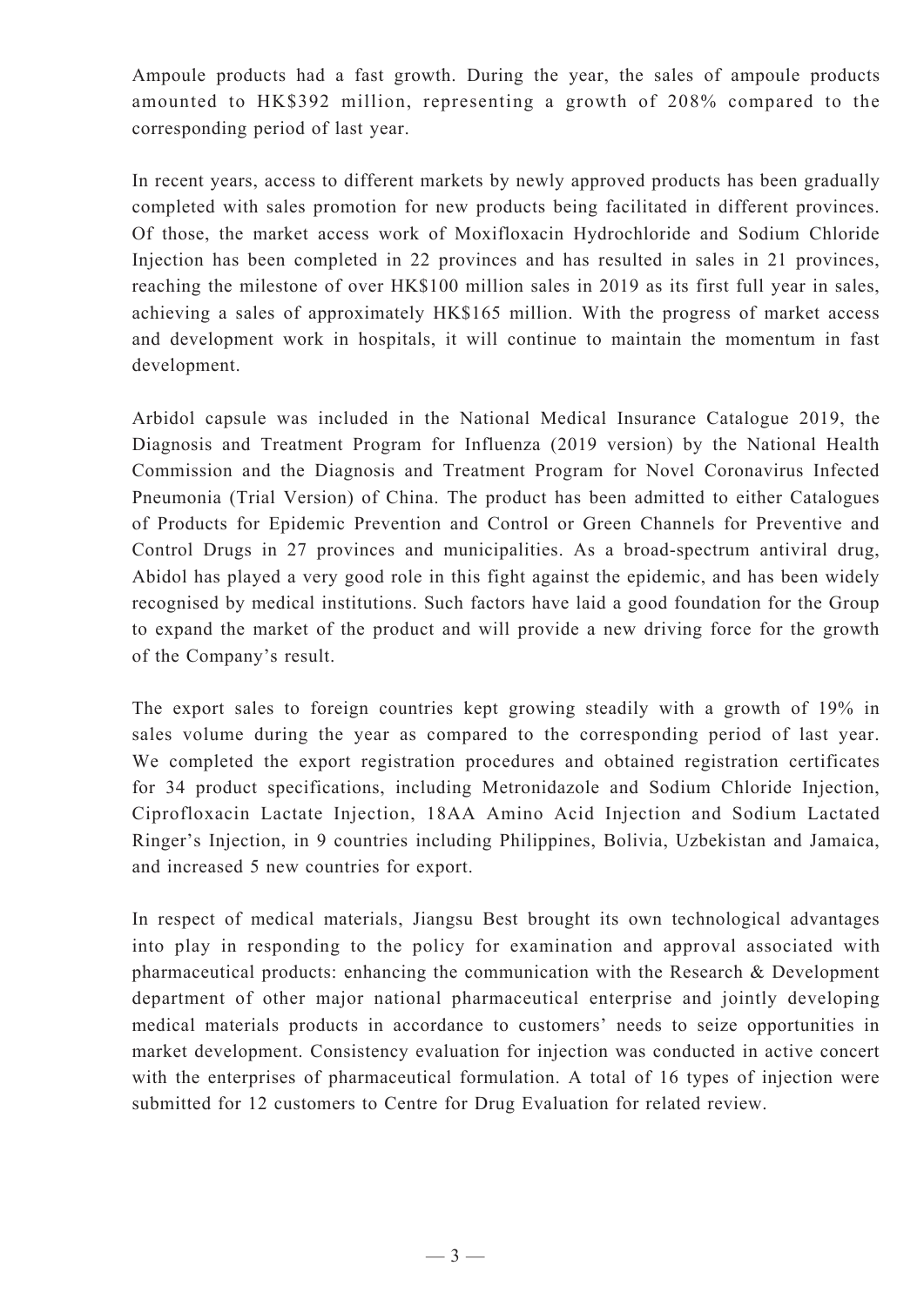Ampoule products had a fast growth. During the year, the sales of ampoule products amounted to HK$392 million, representing a growth of 208% compared to the corresponding period of last year.

In recent years, access to different markets by newly approved products has been gradually completed with sales promotion for new products being facilitated in different provinces. Of those, the market access work of Moxifloxacin Hydrochloride and Sodium Chloride Injection has been completed in 22 provinces and has resulted in sales in 21 provinces, reaching the milestone of over HK$100 million sales in 2019 as its first full year in sales, achieving a sales of approximately HK$165 million. With the progress of market access and development work in hospitals, it will continue to maintain the momentum in fast development.

Arbidol capsule was included in the National Medical Insurance Catalogue 2019, the Diagnosis and Treatment Program for Influenza (2019 version) by the National Health Commission and the Diagnosis and Treatment Program for Novel Coronavirus Infected Pneumonia (Trial Version) of China. The product has been admitted to either Catalogues of Products for Epidemic Prevention and Control or Green Channels for Preventive and Control Drugs in 27 provinces and municipalities. As a broad-spectrum antiviral drug, Abidol has played a very good role in this fight against the epidemic, and has been widely recognised by medical institutions. Such factors have laid a good foundation for the Group to expand the market of the product and will provide a new driving force for the growth of the Company's result.

The export sales to foreign countries kept growing steadily with a growth of 19% in sales volume during the year as compared to the corresponding period of last year. We completed the export registration procedures and obtained registration certificates for 34 product specifications, including Metronidazole and Sodium Chloride Injection, Ciprofloxacin Lactate Injection, 18AA Amino Acid Injection and Sodium Lactated Ringer's Injection, in 9 countries including Philippines, Bolivia, Uzbekistan and Jamaica, and increased 5 new countries for export.

In respect of medical materials, Jiangsu Best brought its own technological advantages into play in responding to the policy for examination and approval associated with pharmaceutical products: enhancing the communication with the Research & Development department of other major national pharmaceutical enterprise and jointly developing medical materials products in accordance to customers' needs to seize opportunities in market development. Consistency evaluation for injection was conducted in active concert with the enterprises of pharmaceutical formulation. A total of 16 types of injection were submitted for 12 customers to Centre for Drug Evaluation for related review.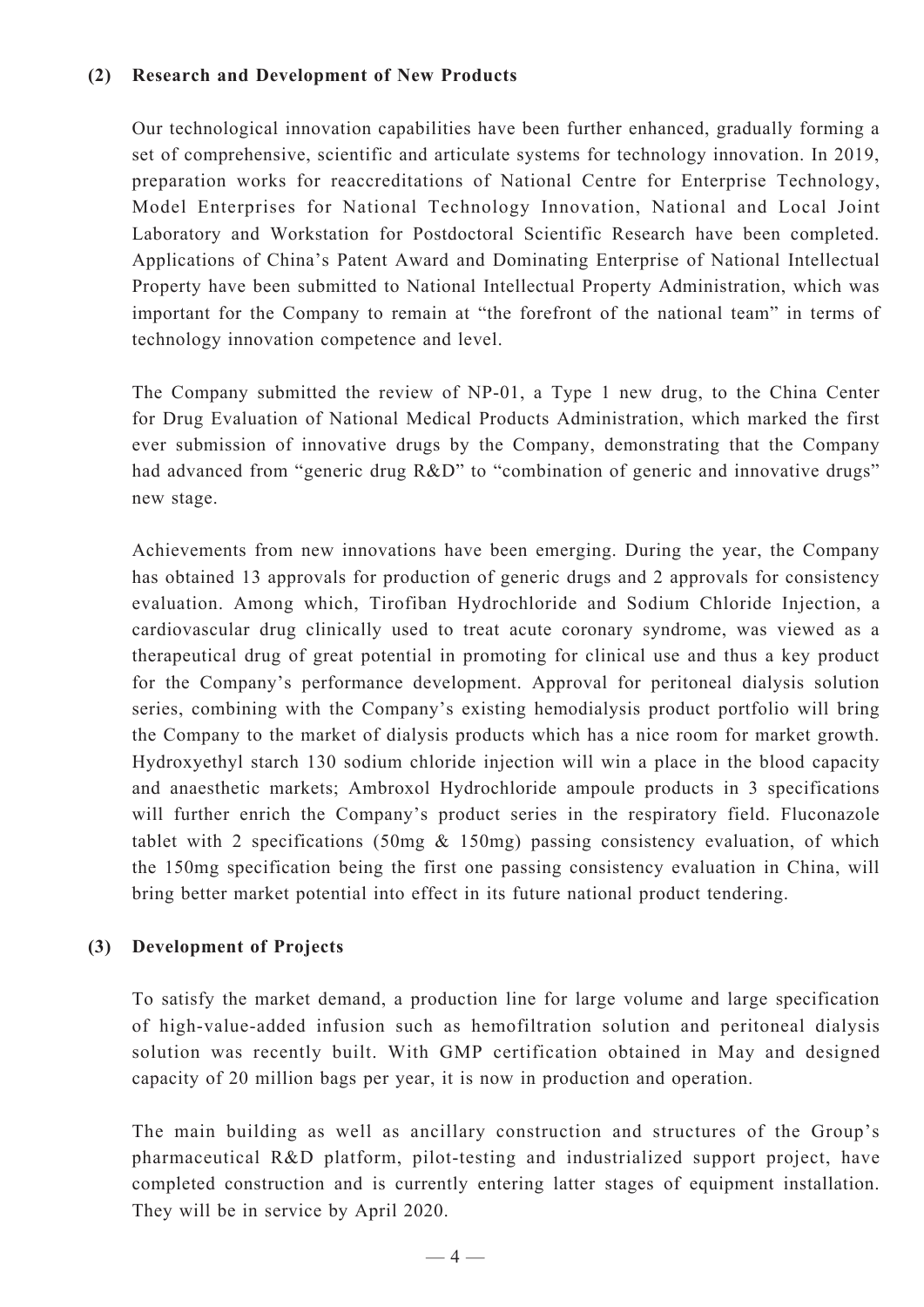### (2) Research and Development of New Products

Our technological innovation capabilities have been further enhanced, gradually forming a set of comprehensive, scientific and articulate systems for technology innovation. In 2019, preparation works for reaccreditations of National Centre for Enterprise Technology, Model Enterprises for National Technology Innovation, National and Local Joint Laboratory and Workstation for Postdoctoral Scientific Research have been completed. Applications of China's Patent Award and Dominating Enterprise of National Intellectual Property have been submitted to National Intellectual Property Administration, which was important for the Company to remain at "the forefront of the national team" in terms of technology innovation competence and level.

The Company submitted the review of NP-01, a Type 1 new drug, to the China Center for Drug Evaluation of National Medical Products Administration, which marked the first ever submission of innovative drugs by the Company, demonstrating that the Company had advanced from "generic drug R&D" to "combination of generic and innovative drugs" new stage.

Achievements from new innovations have been emerging. During the year, the Company has obtained 13 approvals for production of generic drugs and 2 approvals for consistency evaluation. Among which, Tirofiban Hydrochloride and Sodium Chloride Injection, a cardiovascular drug clinically used to treat acute coronary syndrome, was viewed as a therapeutical drug of great potential in promoting for clinical use and thus a key product for the Company's performance development. Approval for peritoneal dialysis solution series, combining with the Company's existing hemodialysis product portfolio will bring the Company to the market of dialysis products which has a nice room for market growth. Hydroxyethyl starch 130 sodium chloride injection will win a place in the blood capacity and anaesthetic markets; Ambroxol Hydrochloride ampoule products in 3 specifications will further enrich the Company's product series in the respiratory field. Fluconazole tablet with 2 specifications (50mg & 150mg) passing consistency evaluation, of which the 150mg specification being the first one passing consistency evaluation in China, will bring better market potential into effect in its future national product tendering.

### (3) Development of Projects

To satisfy the market demand, a production line for large volume and large specification of high-value-added infusion such as hemofiltration solution and peritoneal dialysis solution was recently built. With GMP certification obtained in May and designed capacity of 20 million bags per year, it is now in production and operation.

The main building as well as ancillary construction and structures of the Group's pharmaceutical R&D platform, pilot-testing and industrialized support project, have completed construction and is currently entering latter stages of equipment installation. They will be in service by April 2020.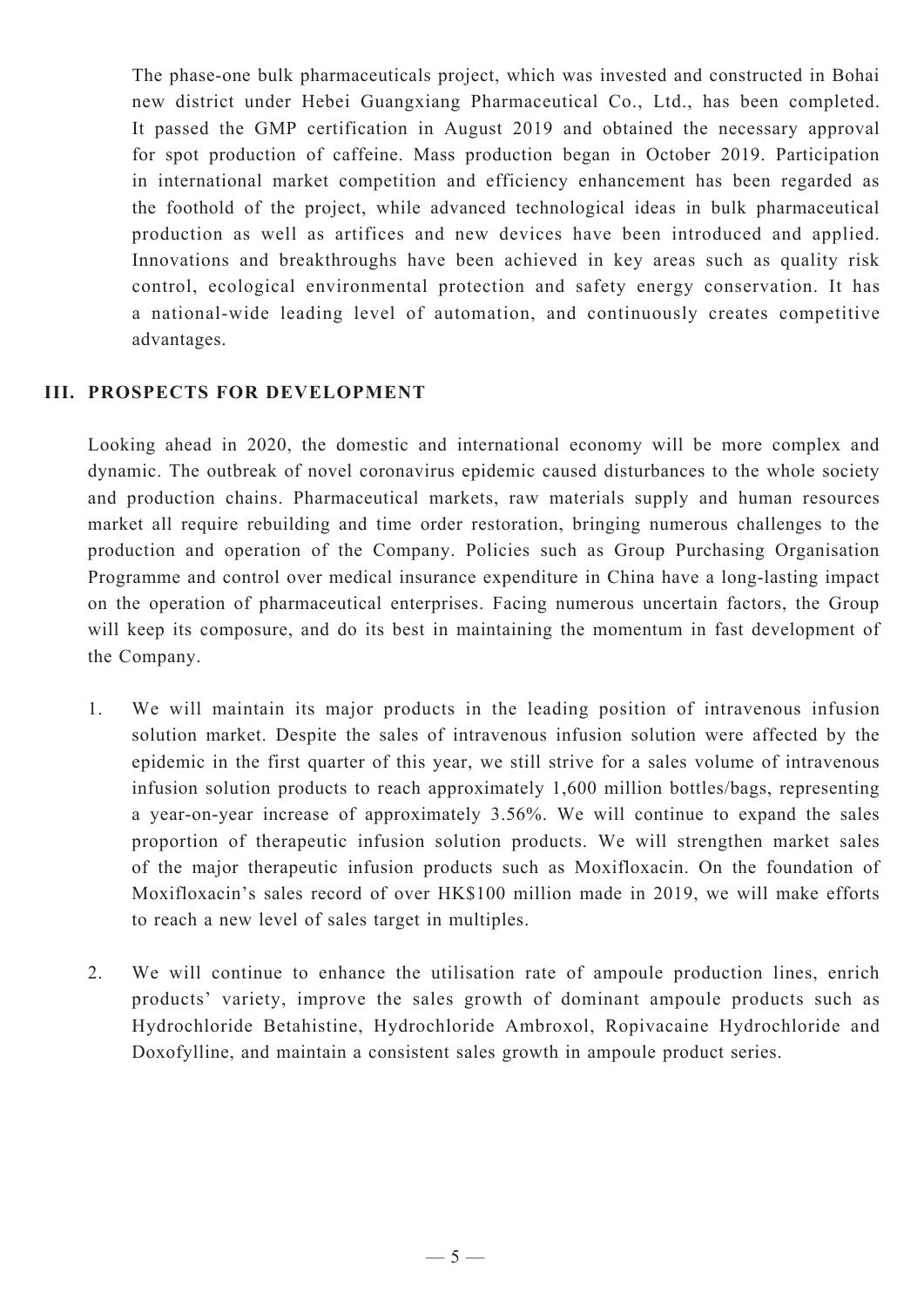The phase-one bulk pharmaceuticals project, which was invested and constructed in Bohai new district under Hebei Guangxiang Pharmaceutical Co., Ltd., has been completed. It passed the GMP certification in August 2019 and obtained the necessary approval for spot production of caffeine. Mass production began in October 2019. Participation in international market competition and efficiency enhancement has been regarded as the foothold of the project, while advanced technological ideas in bulk pharmaceutical production as well as artifices and new devices have been introduced and applied. Innovations and breakthroughs have been achieved in key areas such as quality risk control, ecological environmental protection and safety energy conservation. It has a national-wide leading level of automation, and continuously creates competitive advantages.

## III. PROSPECTS FOR DEVELOPMENT

Looking ahead in 2020, the domestic and international economy will be more complex and dynamic. The outbreak of novel coronavirus epidemic caused disturbances to the whole society and production chains. Pharmaceutical markets, raw materials supply and human resources market all require rebuilding and time order restoration, bringing numerous challenges to the production and operation of the Company. Policies such as Group Purchasing Organisation Programme and control over medical insurance expenditure in China have a long-lasting impact on the operation of pharmaceutical enterprises. Facing numerous uncertain factors, the Group will keep its composure, and do its best in maintaining the momentum in fast development of the Company.

1. We will maintain its major products in the leading position of intravenous infusion solution market. Despite the sales of intravenous infusion solution were affected by the epidemic in the first quarter of this year, we still strive for a sales volume of intravenous infusion solution products to reach approximately 1,600 million bottles/bags, representing a year-on-year increase of approximately 3.56%. We will continue to expand the sales proportion of therapeutic infusion solution products. We will strengthen market sales of the major therapeutic infusion products such as Moxifloxacin. On the foundation of Moxifloxacin's sales record of over HK$100 million made in 2019, we will make efforts to reach a new level of sales target in multiples.

2. We will continue to enhance the utilisation rate of ampoule production lines, enrich products' variety, improve the sales growth of dominant ampoule products such as Hydrochloride Betahistine, Hydrochloride Ambroxol, Ropivacaine Hydrochloride and Doxofylline, and maintain a consistent sales growth in ampoule product series.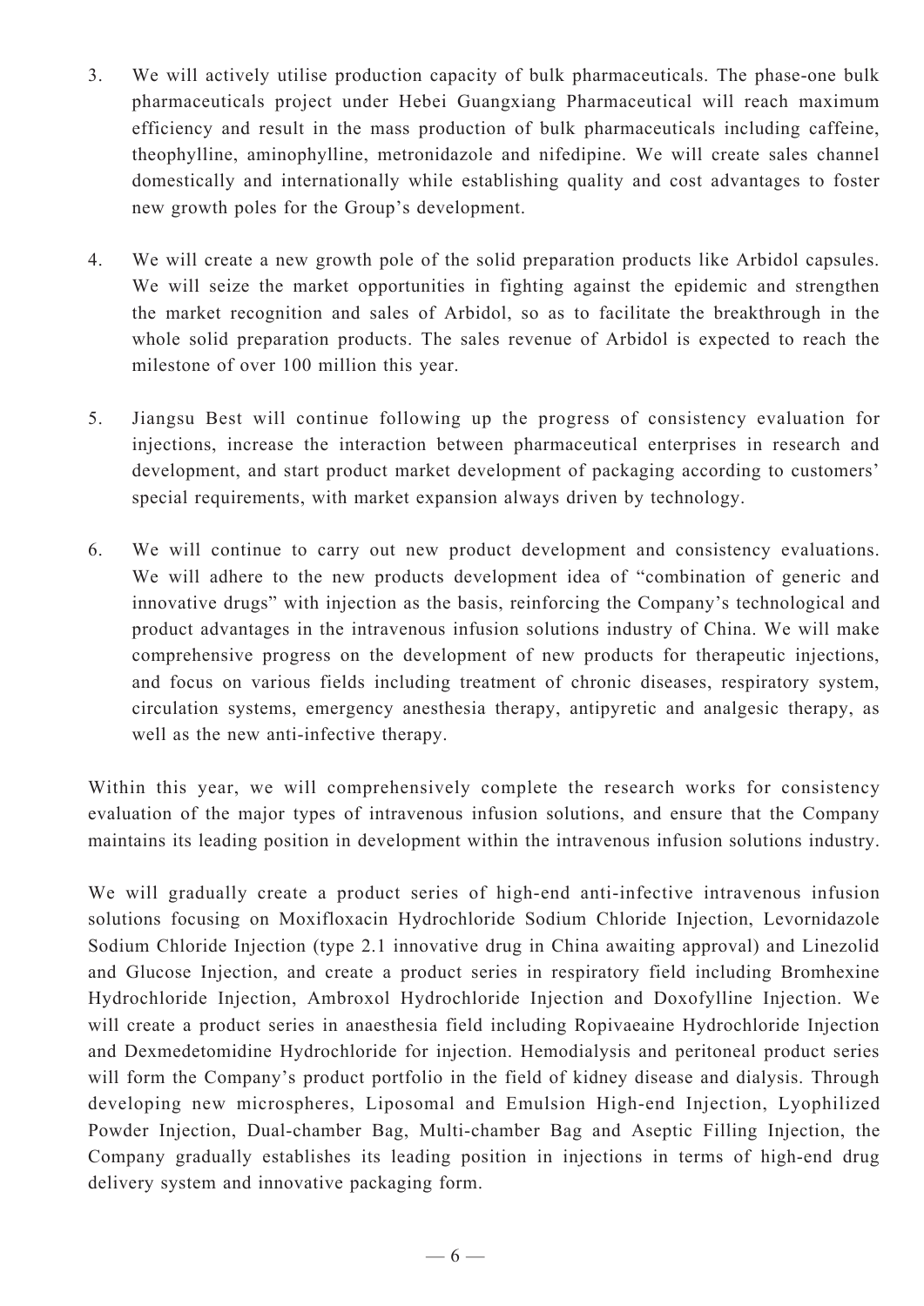3. We will actively utilise production capacity of bulk pharmaceuticals. The phase-one bulk pharmaceuticals project under Hebei Guangxiang Pharmaceutical will reach maximum efficiency and result in the mass production of bulk pharmaceuticals including caffeine, theophylline, aminophylline, metronidazole and nifedipine. We will create sales channel domestically and internationally while establishing quality and cost advantages to foster new growth poles for the Group's development.

4. We will create a new growth pole of the solid preparation products like Arbidol capsules. We will seize the market opportunities in fighting against the epidemic and strengthen the market recognition and sales of Arbidol, so as to facilitate the breakthrough in the whole solid preparation products. The sales revenue of Arbidol is expected to reach the milestone of over 100 million this year.

5. Jiangsu Best will continue following up the progress of consistency evaluation for injections, increase the interaction between pharmaceutical enterprises in research and development, and start product market development of packaging according to customers' special requirements, with market expansion always driven by technology.

6. We will continue to carry out new product development and consistency evaluations. We will adhere to the new products development idea of "combination of generic and innovative drugs" with injection as the basis, reinforcing the Company's technological and product advantages in the intravenous infusion solutions industry of China. We will make comprehensive progress on the development of new products for therapeutic injections, and focus on various fields including treatment of chronic diseases, respiratory system, circulation systems, emergency anesthesia therapy, antipyretic and analgesic therapy, as well as the new anti-infective therapy.

Within this year, we will comprehensively complete the research works for consistency evaluation of the major types of intravenous infusion solutions, and ensure that the Company maintains its leading position in development within the intravenous infusion solutions industry.

We will gradually create a product series of high-end anti-infective intravenous infusion solutions focusing on Moxifloxacin Hydrochloride Sodium Chloride Injection, Levornidazole Sodium Chloride Injection (type 2.1 innovative drug in China awaiting approval) and Linezolid and Glucose Injection, and create a product series in respiratory field including Bromhexine Hydrochloride Injection, Ambroxol Hydrochloride Injection and Doxofylline Injection. We will create a product series in anaesthesia field including Ropivaeaine Hydrochloride Injection and Dexmedetomidine Hydrochloride for injection. Hemodialysis and peritoneal product series will form the Company's product portfolio in the field of kidney disease and dialysis. Through developing new microspheres, Liposomal and Emulsion High-end Injection, Lyophilized Powder Injection, Dual-chamber Bag, Multi-chamber Bag and Aseptic Filling Injection, the Company gradually establishes its leading position in injections in terms of high-end drug delivery system and innovative packaging form.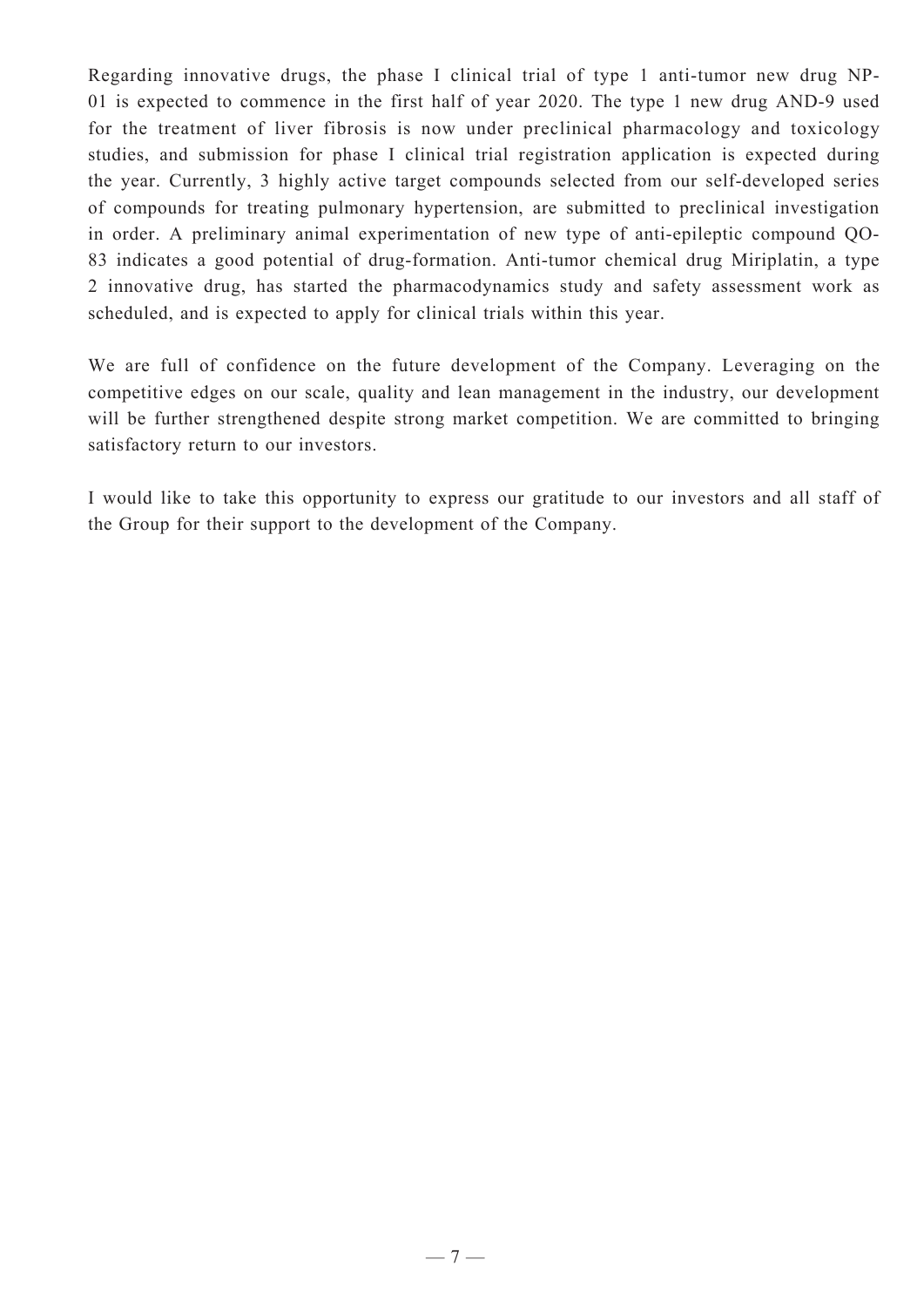Regarding innovative drugs, the phase I clinical trial of type 1 anti-tumor new drug NP-01 is expected to commence in the first half of year 2020. The type 1 new drug AND-9 used for the treatment of liver fibrosis is now under preclinical pharmacology and toxicology studies, and submission for phase I clinical trial registration application is expected during the year. Currently, 3 highly active target compounds selected from our self-developed series of compounds for treating pulmonary hypertension, are submitted to preclinical investigation in order. A preliminary animal experimentation of new type of anti-epileptic compound QO-83 indicates a good potential of drug-formation. Anti-tumor chemical drug Miriplatin, a type 2 innovative drug, has started the pharmacodynamics study and safety assessment work as scheduled, and is expected to apply for clinical trials within this year.

We are full of confidence on the future development of the Company. Leveraging on the competitive edges on our scale, quality and lean management in the industry, our development will be further strengthened despite strong market competition. We are committed to bringing satisfactory return to our investors.

I would like to take this opportunity to express our gratitude to our investors and all staff of the Group for their support to the development of the Company.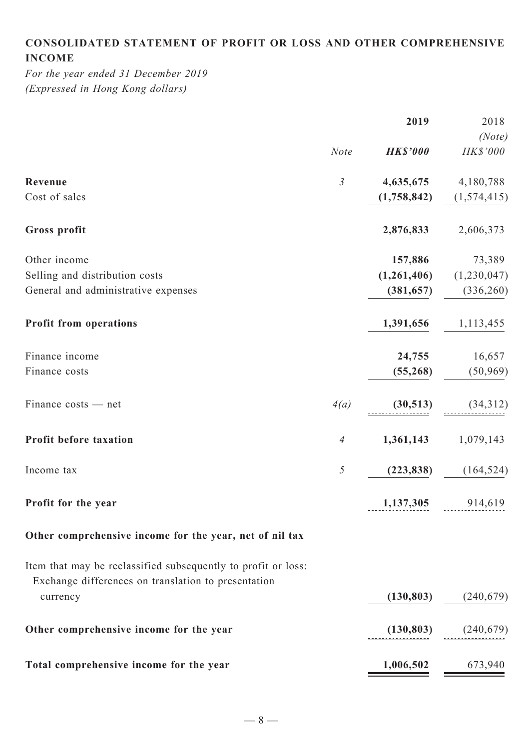# CONSOLIDATED STATEMENT OF PROFIT OR LOSS AND OTHER COMPREHENSIVE INCOME

*For the year ended 31 December 2019*
*(Expressed in Hong Kong dollars)*

| | *Note* | **2019** | 2018 *(Note)* |
|---|---|---|---|
| | | ***HK$'000*** | *HK$'000* |
| **Revenue** | *3* | **4,635,675** | 4,180,788 |
| Cost of sales | | **(1,758,842)** | (1,574,415) |
| **Gross profit** | | **2,876,833** | 2,606,373 |
| Other income | | **157,886** | 73,389 |
| Selling and distribution costs | | **(1,261,406)** | (1,230,047) |
| General and administrative expenses | | **(381,657)** | (336,260) |
| **Profit from operations** | | **1,391,656** | 1,113,455 |
| Finance income | | **24,755** | 16,657 |
| Finance costs | | **(55,268)** | (50,969) |
| Finance costs — net | *4(a)* | **(30,513)** | (34,312) |
| **Profit before taxation** | *4* | **1,361,143** | 1,079,143 |
| Income tax | *5* | **(223,838)** | (164,524) |
| **Profit for the year** | | **1,137,305** | 914,619 |
| **Other comprehensive income for the year, net of nil tax** | | | |
| Item that may be reclassified subsequently to profit or loss: | | | |
| Exchange differences on translation to presentation currency | | **(130,803)** | (240,679) |
| **Other comprehensive income for the year** | | **(130,803)** | (240,679) |
| **Total comprehensive income for the year** | | **1,006,502** | 673,940 |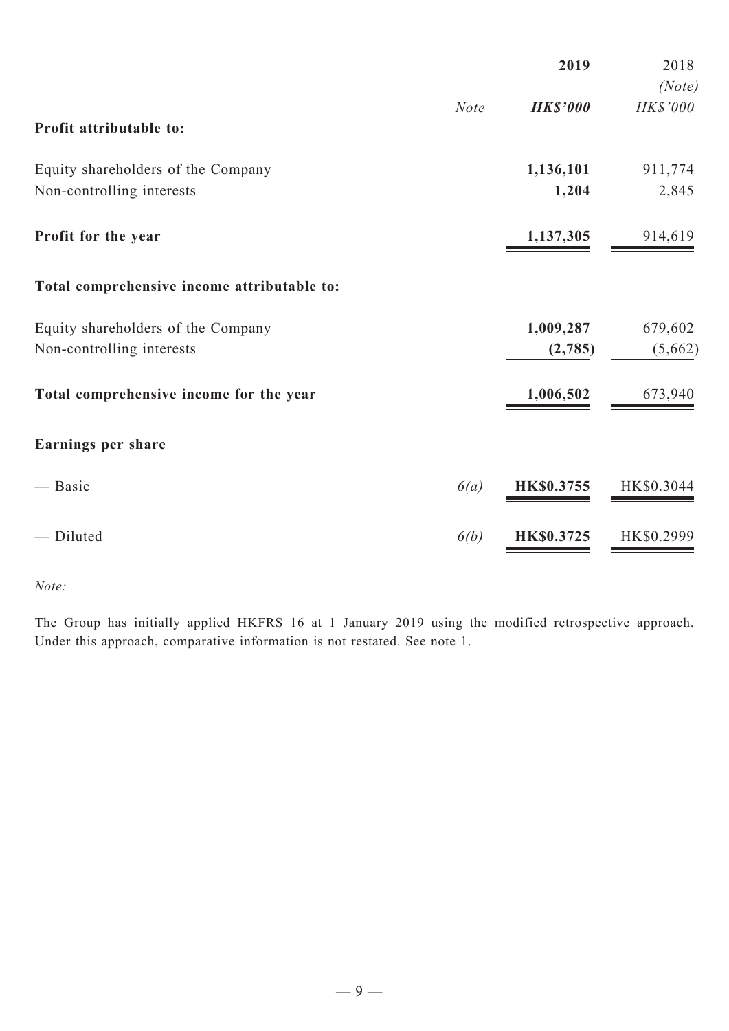| | Note | 2019 | 2018 (Note) |
|---|---|---|---|
| | | ***HK$'000*** | *HK$'000* |
| **Profit attributable to:** | | | |
| Equity shareholders of the Company | | **1,136,101** | 911,774 |
| Non-controlling interests | | **1,204** | 2,845 |
| **Profit for the year** | | **1,137,305** | 914,619 |
| **Total comprehensive income attributable to:** | | | |
| Equity shareholders of the Company | | **1,009,287** | 679,602 |
| Non-controlling interests | | **(2,785)** | (5,662) |
| **Total comprehensive income for the year** | | **1,006,502** | 673,940 |
| **Earnings per share** | | | |
| — Basic | *6(a)* | **HK$0.3755** | HK$0.3044 |
| — Diluted | *6(b)* | **HK$0.3725** | HK$0.2999 |

*Note:*

The Group has initially applied HKFRS 16 at 1 January 2019 using the modified retrospective approach. Under this approach, comparative information is not restated. See note 1.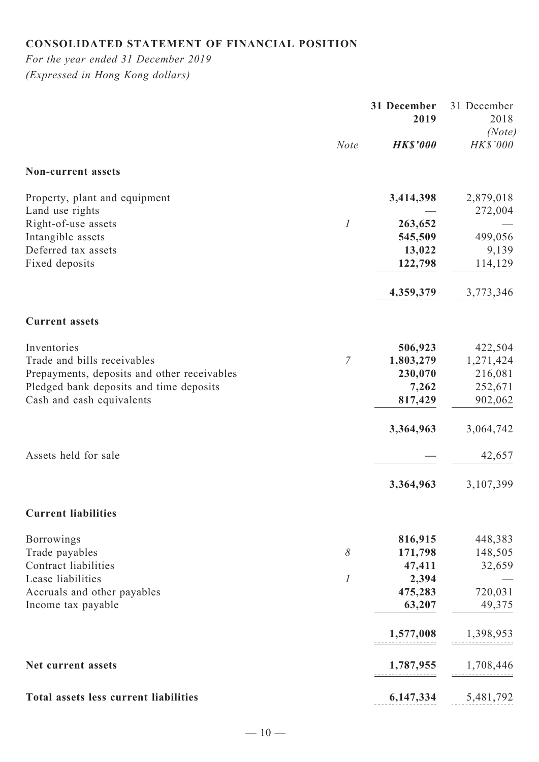## CONSOLIDATED STATEMENT OF FINANCIAL POSITION

*For the year ended 31 December 2019*
*(Expressed in Hong Kong dollars)*

| | *Note* | **31 December 2019** ***HK$'000*** | 31 December 2018 *(Note)* *HK$'000* |
|---|---|---|---|
| **Non-current assets** | | | |
| Property, plant and equipment | | **3,414,398** | 2,879,018 |
| Land use rights | | **—** | 272,004 |
| Right-of-use assets | *1* | **263,652** | — |
| Intangible assets | | **545,509** | 499,056 |
| Deferred tax assets | | **13,022** | 9,139 |
| Fixed deposits | | **122,798** | 114,129 |
| | | **4,359,379** | 3,773,346 |
| **Current assets** | | | |
| Inventories | | **506,923** | 422,504 |
| Trade and bills receivables | *7* | **1,803,279** | 1,271,424 |
| Prepayments, deposits and other receivables | | **230,070** | 216,081 |
| Pledged bank deposits and time deposits | | **7,262** | 252,671 |
| Cash and cash equivalents | | **817,429** | 902,062 |
| | | **3,364,963** | 3,064,742 |
| Assets held for sale | | **—** | 42,657 |
| | | **3,364,963** | 3,107,399 |
| **Current liabilities** | | | |
| Borrowings | | **816,915** | 448,383 |
| Trade payables | *8* | **171,798** | 148,505 |
| Contract liabilities | | **47,411** | 32,659 |
| Lease liabilities | *1* | **2,394** | — |
| Accruals and other payables | | **475,283** | 720,031 |
| Income tax payable | | **63,207** | 49,375 |
| | | **1,577,008** | 1,398,953 |
| **Net current assets** | | **1,787,955** | 1,708,446 |
| **Total assets less current liabilities** | | **6,147,334** | 5,481,792 |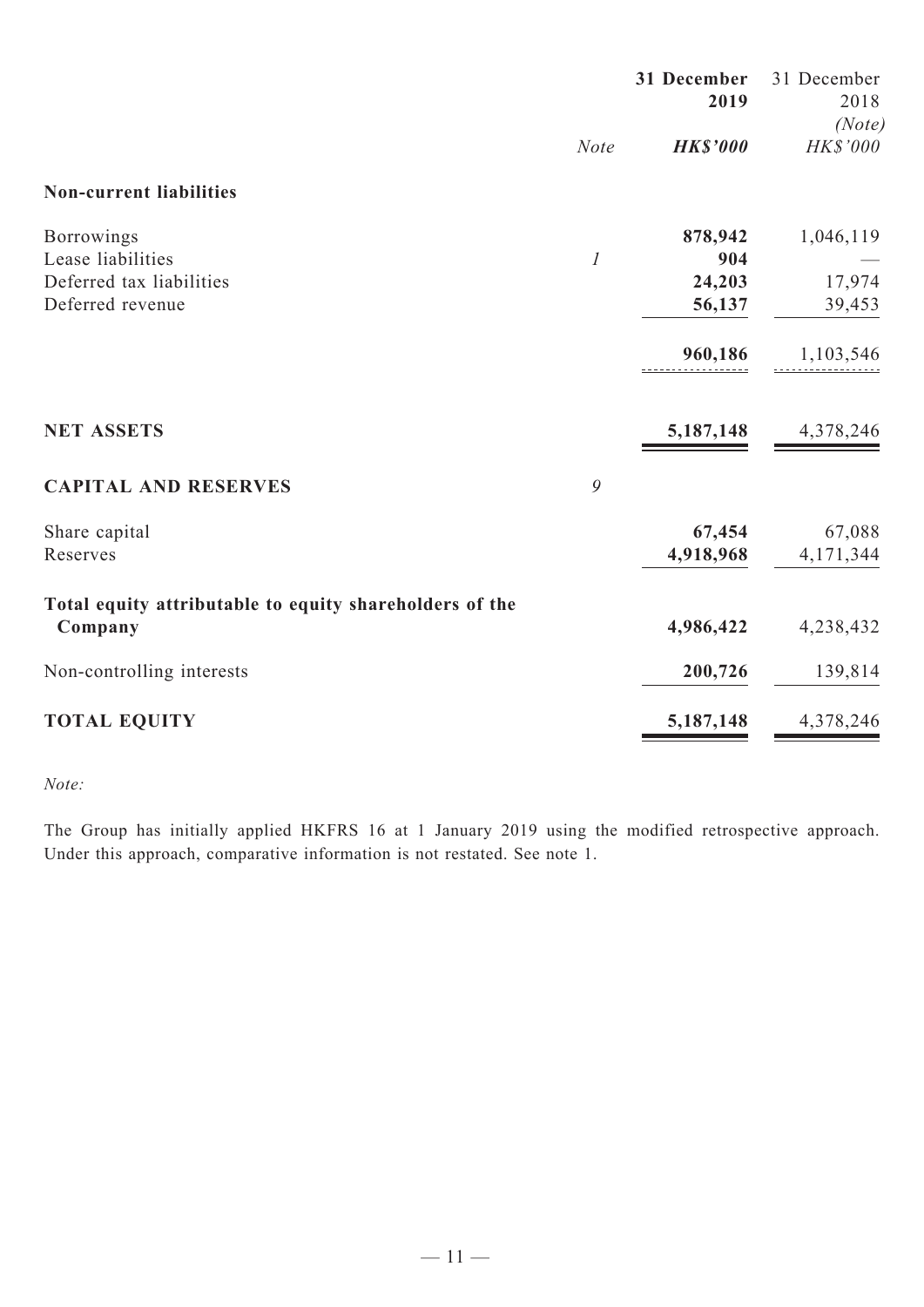| | Note | 31 December 2019 | 31 December 2018 (Note) |
|---|---|---|---|
| | | **HK$'000** | *HK$'000* |
| **Non-current liabilities** | | | |
| Borrowings | | **878,942** | 1,046,119 |
| Lease liabilities | *1* | **904** | — |
| Deferred tax liabilities | | **24,203** | 17,974 |
| Deferred revenue | | **56,137** | 39,453 |
| | | **960,186** | 1,103,546 |
| **NET ASSETS** | | **5,187,148** | 4,378,246 |
| **CAPITAL AND RESERVES** | *9* | | |
| Share capital | | **67,454** | 67,088 |
| Reserves | | **4,918,968** | 4,171,344 |
| **Total equity attributable to equity shareholders of the Company** | | **4,986,422** | 4,238,432 |
| Non-controlling interests | | **200,726** | 139,814 |
| **TOTAL EQUITY** | | **5,187,148** | 4,378,246 |

*Note:*

The Group has initially applied HKFRS 16 at 1 January 2019 using the modified retrospective approach. Under this approach, comparative information is not restated. See note 1.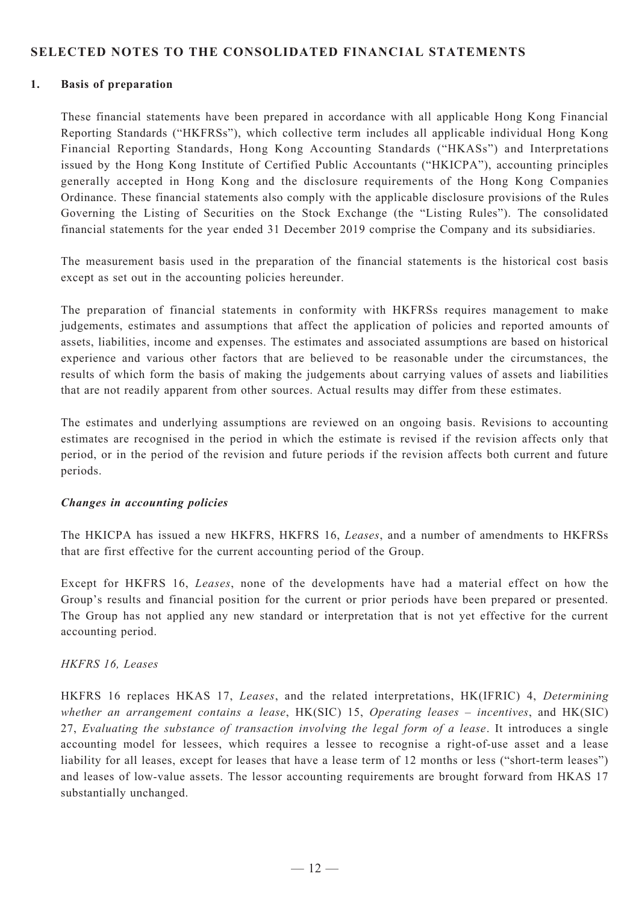## SELECTED NOTES TO THE CONSOLIDATED FINANCIAL STATEMENTS

### 1. Basis of preparation

These financial statements have been prepared in accordance with all applicable Hong Kong Financial Reporting Standards ("HKFRSs"), which collective term includes all applicable individual Hong Kong Financial Reporting Standards, Hong Kong Accounting Standards ("HKASs") and Interpretations issued by the Hong Kong Institute of Certified Public Accountants ("HKICPA"), accounting principles generally accepted in Hong Kong and the disclosure requirements of the Hong Kong Companies Ordinance. These financial statements also comply with the applicable disclosure provisions of the Rules Governing the Listing of Securities on the Stock Exchange (the "Listing Rules"). The consolidated financial statements for the year ended 31 December 2019 comprise the Company and its subsidiaries.

The measurement basis used in the preparation of the financial statements is the historical cost basis except as set out in the accounting policies hereunder.

The preparation of financial statements in conformity with HKFRSs requires management to make judgements, estimates and assumptions that affect the application of policies and reported amounts of assets, liabilities, income and expenses. The estimates and associated assumptions are based on historical experience and various other factors that are believed to be reasonable under the circumstances, the results of which form the basis of making the judgements about carrying values of assets and liabilities that are not readily apparent from other sources. Actual results may differ from these estimates.

The estimates and underlying assumptions are reviewed on an ongoing basis. Revisions to accounting estimates are recognised in the period in which the estimate is revised if the revision affects only that period, or in the period of the revision and future periods if the revision affects both current and future periods.

***Changes in accounting policies***

The HKICPA has issued a new HKFRS, HKFRS 16, *Leases*, and a number of amendments to HKFRSs that are first effective for the current accounting period of the Group.

Except for HKFRS 16, *Leases*, none of the developments have had a material effect on how the Group's results and financial position for the current or prior periods have been prepared or presented. The Group has not applied any new standard or interpretation that is not yet effective for the current accounting period.

*HKFRS 16, Leases*

HKFRS 16 replaces HKAS 17, *Leases*, and the related interpretations, HK(IFRIC) 4, *Determining whether an arrangement contains a lease*, HK(SIC) 15, *Operating leases – incentives*, and HK(SIC) 27, *Evaluating the substance of transaction involving the legal form of a lease*. It introduces a single accounting model for lessees, which requires a lessee to recognise a right-of-use asset and a lease liability for all leases, except for leases that have a lease term of 12 months or less ("short-term leases") and leases of low-value assets. The lessor accounting requirements are brought forward from HKAS 17 substantially unchanged.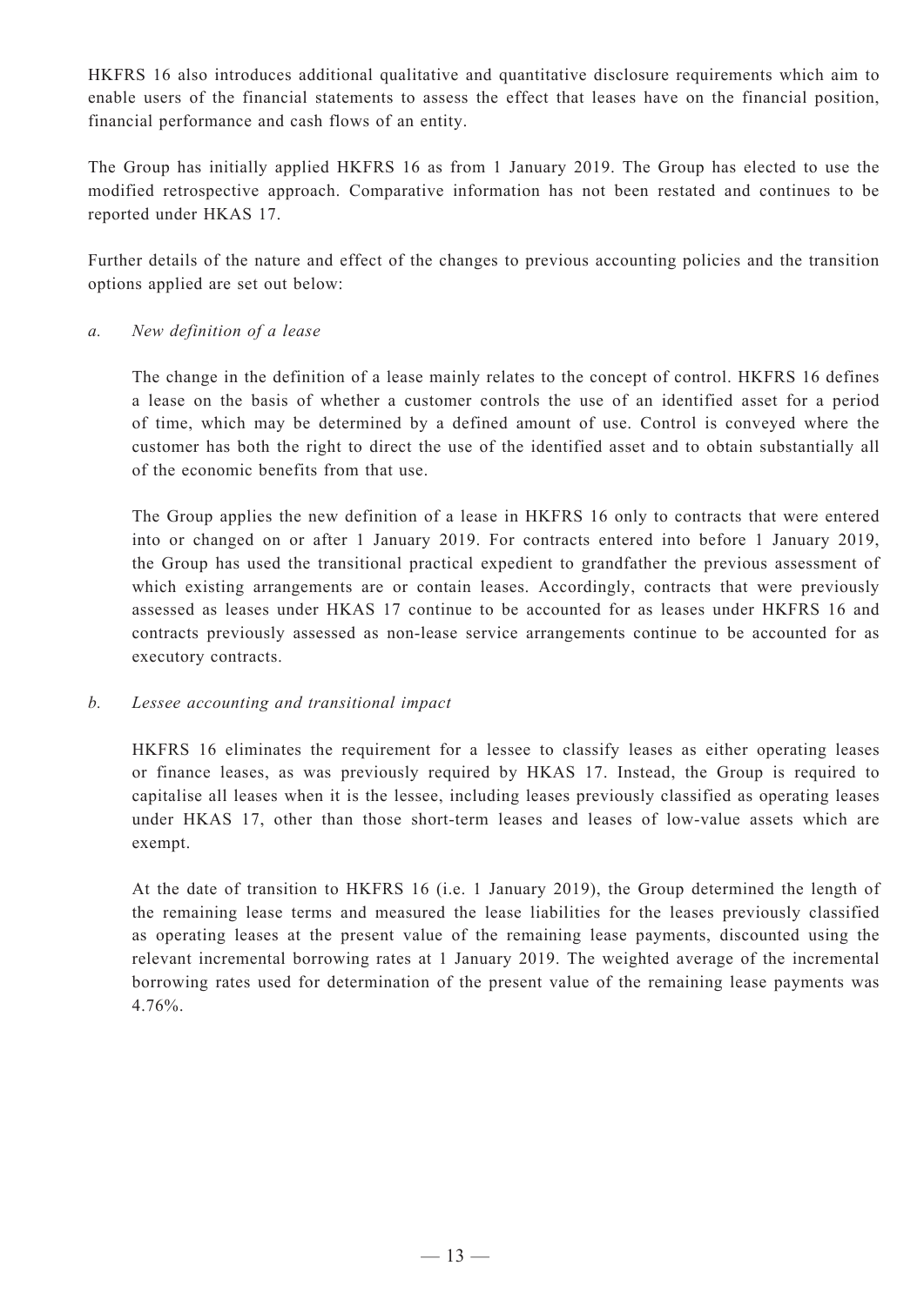HKFRS 16 also introduces additional qualitative and quantitative disclosure requirements which aim to enable users of the financial statements to assess the effect that leases have on the financial position, financial performance and cash flows of an entity.

The Group has initially applied HKFRS 16 as from 1 January 2019. The Group has elected to use the modified retrospective approach. Comparative information has not been restated and continues to be reported under HKAS 17.

Further details of the nature and effect of the changes to previous accounting policies and the transition options applied are set out below:

*a. New definition of a lease*

The change in the definition of a lease mainly relates to the concept of control. HKFRS 16 defines a lease on the basis of whether a customer controls the use of an identified asset for a period of time, which may be determined by a defined amount of use. Control is conveyed where the customer has both the right to direct the use of the identified asset and to obtain substantially all of the economic benefits from that use.

The Group applies the new definition of a lease in HKFRS 16 only to contracts that were entered into or changed on or after 1 January 2019. For contracts entered into before 1 January 2019, the Group has used the transitional practical expedient to grandfather the previous assessment of which existing arrangements are or contain leases. Accordingly, contracts that were previously assessed as leases under HKAS 17 continue to be accounted for as leases under HKFRS 16 and contracts previously assessed as non-lease service arrangements continue to be accounted for as executory contracts.

*b. Lessee accounting and transitional impact*

HKFRS 16 eliminates the requirement for a lessee to classify leases as either operating leases or finance leases, as was previously required by HKAS 17. Instead, the Group is required to capitalise all leases when it is the lessee, including leases previously classified as operating leases under HKAS 17, other than those short-term leases and leases of low-value assets which are exempt.

At the date of transition to HKFRS 16 (i.e. 1 January 2019), the Group determined the length of the remaining lease terms and measured the lease liabilities for the leases previously classified as operating leases at the present value of the remaining lease payments, discounted using the relevant incremental borrowing rates at 1 January 2019. The weighted average of the incremental borrowing rates used for determination of the present value of the remaining lease payments was 4.76%.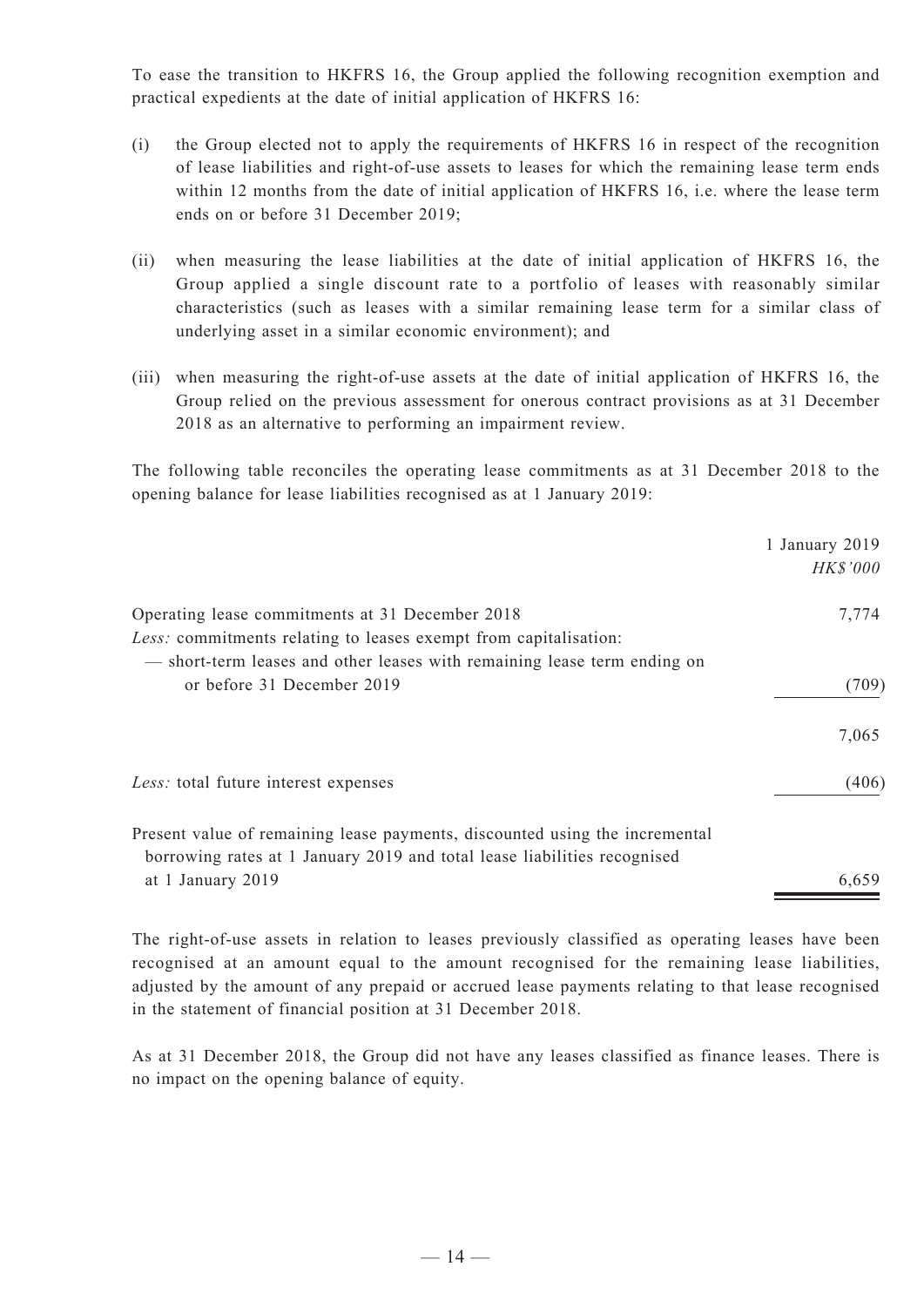To ease the transition to HKFRS 16, the Group applied the following recognition exemption and practical expedients at the date of initial application of HKFRS 16:

(i) the Group elected not to apply the requirements of HKFRS 16 in respect of the recognition of lease liabilities and right-of-use assets to leases for which the remaining lease term ends within 12 months from the date of initial application of HKFRS 16, i.e. where the lease term ends on or before 31 December 2019;

(ii) when measuring the lease liabilities at the date of initial application of HKFRS 16, the Group applied a single discount rate to a portfolio of leases with reasonably similar characteristics (such as leases with a similar remaining lease term for a similar class of underlying asset in a similar economic environment); and

(iii) when measuring the right-of-use assets at the date of initial application of HKFRS 16, the Group relied on the previous assessment for onerous contract provisions as at 31 December 2018 as an alternative to performing an impairment review.

The following table reconciles the operating lease commitments as at 31 December 2018 to the opening balance for lease liabilities recognised as at 1 January 2019:

| | 1 January 2019 |
|---|---|
| | *HK$'000* |
| Operating lease commitments at 31 December 2018 | 7,774 |
| *Less:* commitments relating to leases exempt from capitalisation: | |
| — short-term leases and other leases with remaining lease term ending on or before 31 December 2019 | (709) |
| | 7,065 |
| *Less:* total future interest expenses | (406) |
| Present value of remaining lease payments, discounted using the incremental borrowing rates at 1 January 2019 and total lease liabilities recognised at 1 January 2019 | 6,659 |

The right-of-use assets in relation to leases previously classified as operating leases have been recognised at an amount equal to the amount recognised for the remaining lease liabilities, adjusted by the amount of any prepaid or accrued lease payments relating to that lease recognised in the statement of financial position at 31 December 2018.

As at 31 December 2018, the Group did not have any leases classified as finance leases. There is no impact on the opening balance of equity.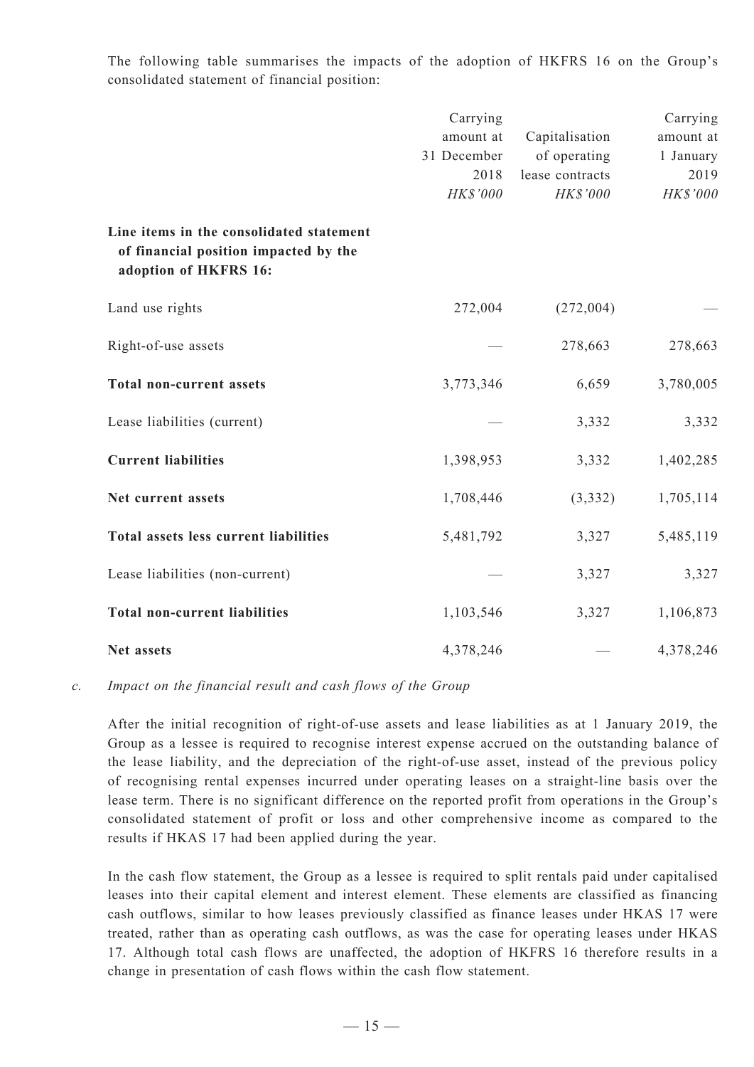The following table summarises the impacts of the adoption of HKFRS 16 on the Group's consolidated statement of financial position:

| | Carrying amount at 31 December 2018 *HK$'000* | Capitalisation of operating lease contracts *HK$'000* | Carrying amount at 1 January 2019 *HK$'000* |
|---|---|---|---|
| **Line items in the consolidated statement of financial position impacted by the adoption of HKFRS 16:** | | | |
| Land use rights | 272,004 | (272,004) | — |
| Right-of-use assets | — | 278,663 | 278,663 |
| **Total non-current assets** | 3,773,346 | 6,659 | 3,780,005 |
| Lease liabilities (current) | — | 3,332 | 3,332 |
| **Current liabilities** | 1,398,953 | 3,332 | 1,402,285 |
| **Net current assets** | 1,708,446 | (3,332) | 1,705,114 |
| **Total assets less current liabilities** | 5,481,792 | 3,327 | 5,485,119 |
| Lease liabilities (non-current) | — | 3,327 | 3,327 |
| **Total non-current liabilities** | 1,103,546 | 3,327 | 1,106,873 |
| **Net assets** | 4,378,246 | — | 4,378,246 |

c. *Impact on the financial result and cash flows of the Group*

After the initial recognition of right-of-use assets and lease liabilities as at 1 January 2019, the Group as a lessee is required to recognise interest expense accrued on the outstanding balance of the lease liability, and the depreciation of the right-of-use asset, instead of the previous policy of recognising rental expenses incurred under operating leases on a straight-line basis over the lease term. There is no significant difference on the reported profit from operations in the Group's consolidated statement of profit or loss and other comprehensive income as compared to the results if HKAS 17 had been applied during the year.

In the cash flow statement, the Group as a lessee is required to split rentals paid under capitalised leases into their capital element and interest element. These elements are classified as financing cash outflows, similar to how leases previously classified as finance leases under HKAS 17 were treated, rather than as operating cash outflows, as was the case for operating leases under HKAS 17. Although total cash flows are unaffected, the adoption of HKFRS 16 therefore results in a change in presentation of cash flows within the cash flow statement.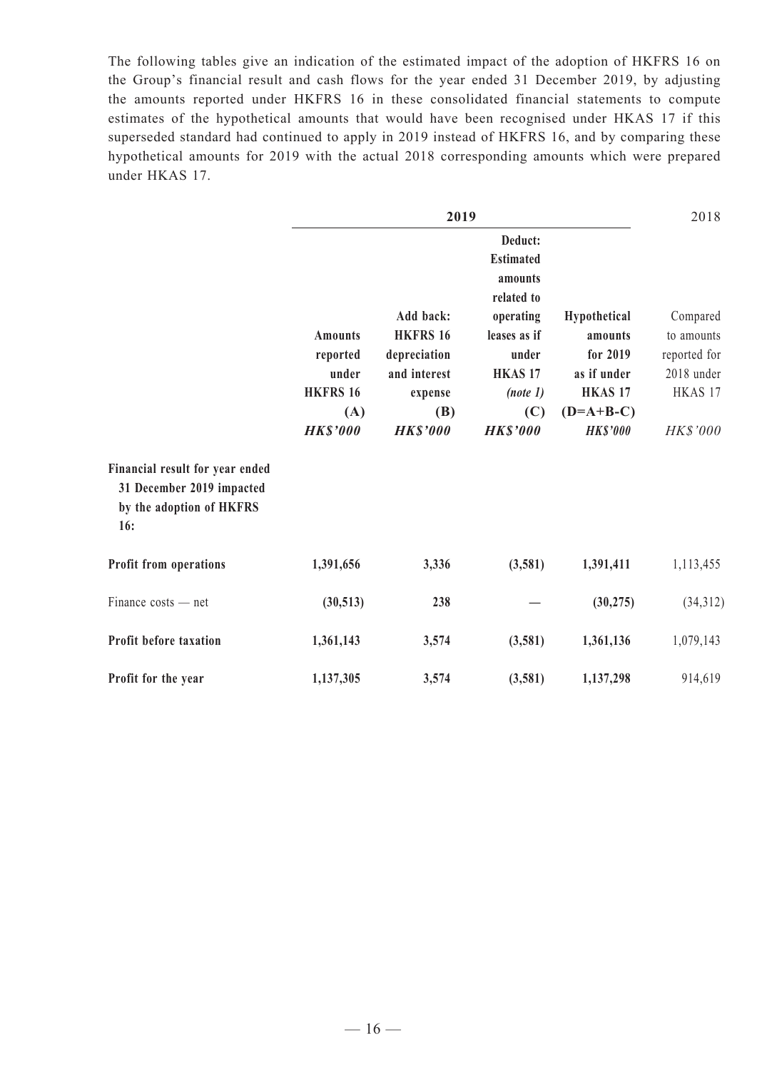The following tables give an indication of the estimated impact of the adoption of HKFRS 16 on the Group's financial result and cash flows for the year ended 31 December 2019, by adjusting the amounts reported under HKFRS 16 in these consolidated financial statements to compute estimates of the hypothetical amounts that would have been recognised under HKAS 17 if this superseded standard had continued to apply in 2019 instead of HKFRS 16, and by comparing these hypothetical amounts for 2019 with the actual 2018 corresponding amounts which were prepared under HKAS 17.

| | **2019** | | | | 2018 |
|---|---|---|---|---|---|
| | **Amounts reported under HKFRS 16 (A)** | **Add back: HKFRS 16 depreciation and interest expense (B)** | **Deduct: Estimated amounts related to operating leases as if under HKAS 17 *(note 1)* (C)** | **Hypothetical amounts for 2019 as if under HKAS 17 (D=A+B-C)** | Compared to amounts reported for 2018 under HKAS 17 |
| | ***HK$'000*** | ***HK$'000*** | ***HK$'000*** | ***HK$'000*** | *HK$'000* |
| **Financial result for year ended 31 December 2019 impacted by the adoption of HKFRS 16:** | | | | | |
| **Profit from operations** | **1,391,656** | **3,336** | **(3,581)** | **1,391,411** | 1,113,455 |
| Finance costs — net | **(30,513)** | **238** | **—** | **(30,275)** | (34,312) |
| **Profit before taxation** | **1,361,143** | **3,574** | **(3,581)** | **1,361,136** | 1,079,143 |
| **Profit for the year** | **1,137,305** | **3,574** | **(3,581)** | **1,137,298** | 914,619 |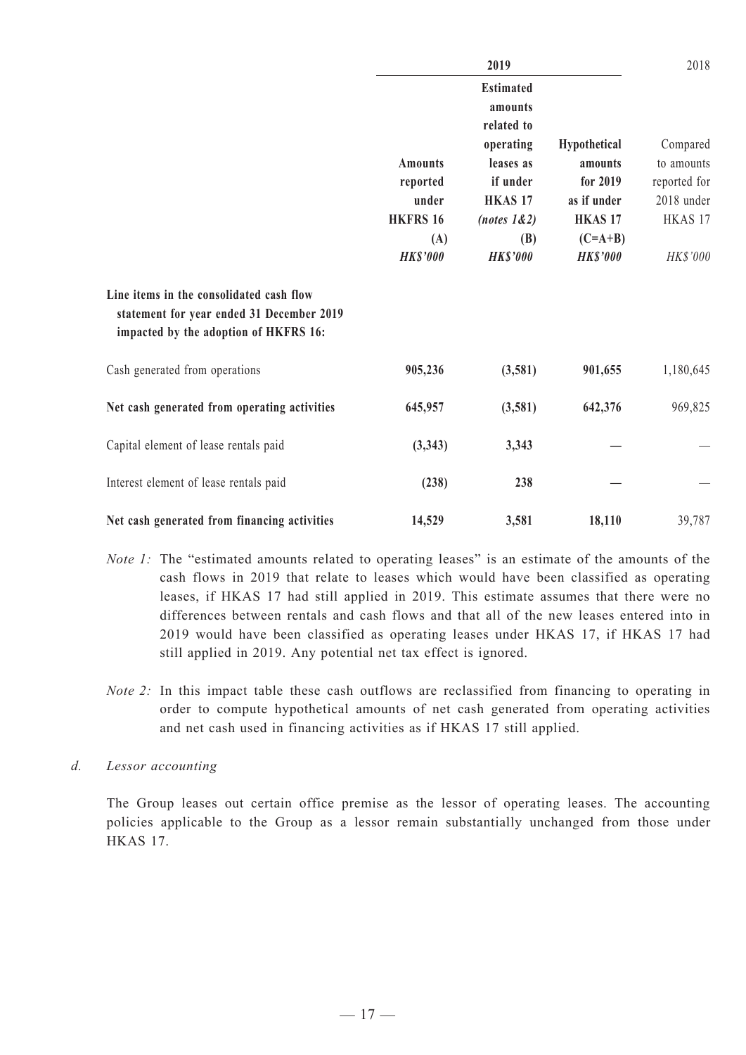| | 2019 | | | 2018 |
|---|---|---|---|---|
| | **Amounts reported under HKFRS 16 (A)** | **Estimated amounts related to operating leases as if under HKAS 17 *(notes 1&2)* (B)** | **Hypothetical amounts for 2019 as if under HKAS 17 (C=A+B)** | Compared to amounts reported for 2018 under HKAS 17 |
| | ***HK$'000*** | ***HK$'000*** | ***HK$'000*** | *HK$'000* |
| **Line items in the consolidated cash flow statement for year ended 31 December 2019 impacted by the adoption of HKFRS 16:** | | | | |
| Cash generated from operations | **905,236** | **(3,581)** | **901,655** | 1,180,645 |
| **Net cash generated from operating activities** | **645,957** | **(3,581)** | **642,376** | 969,825 |
| Capital element of lease rentals paid | **(3,343)** | **3,343** | **—** | — |
| Interest element of lease rentals paid | **(238)** | **238** | **—** | — |
| **Net cash generated from financing activities** | **14,529** | **3,581** | **18,110** | 39,787 |

*Note 1:* The "estimated amounts related to operating leases" is an estimate of the amounts of the cash flows in 2019 that relate to leases which would have been classified as operating leases, if HKAS 17 had still applied in 2019. This estimate assumes that there were no differences between rentals and cash flows and that all of the new leases entered into in 2019 would have been classified as operating leases under HKAS 17, if HKAS 17 had still applied in 2019. Any potential net tax effect is ignored.

*Note 2:* In this impact table these cash outflows are reclassified from financing to operating in order to compute hypothetical amounts of net cash generated from operating activities and net cash used in financing activities as if HKAS 17 still applied.

*d. Lessor accounting*

The Group leases out certain office premise as the lessor of operating leases. The accounting policies applicable to the Group as a lessor remain substantially unchanged from those under HKAS 17.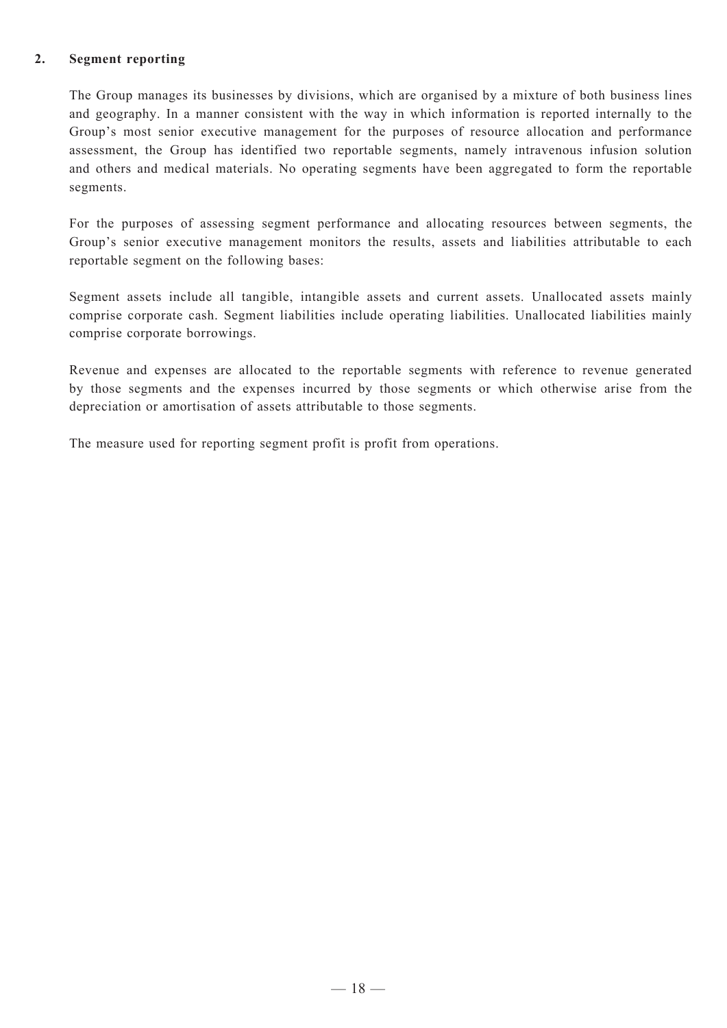## 2. Segment reporting

The Group manages its businesses by divisions, which are organised by a mixture of both business lines and geography. In a manner consistent with the way in which information is reported internally to the Group's most senior executive management for the purposes of resource allocation and performance assessment, the Group has identified two reportable segments, namely intravenous infusion solution and others and medical materials. No operating segments have been aggregated to form the reportable segments.

For the purposes of assessing segment performance and allocating resources between segments, the Group's senior executive management monitors the results, assets and liabilities attributable to each reportable segment on the following bases:

Segment assets include all tangible, intangible assets and current assets. Unallocated assets mainly comprise corporate cash. Segment liabilities include operating liabilities. Unallocated liabilities mainly comprise corporate borrowings.

Revenue and expenses are allocated to the reportable segments with reference to revenue generated by those segments and the expenses incurred by those segments or which otherwise arise from the depreciation or amortisation of assets attributable to those segments.

The measure used for reporting segment profit is profit from operations.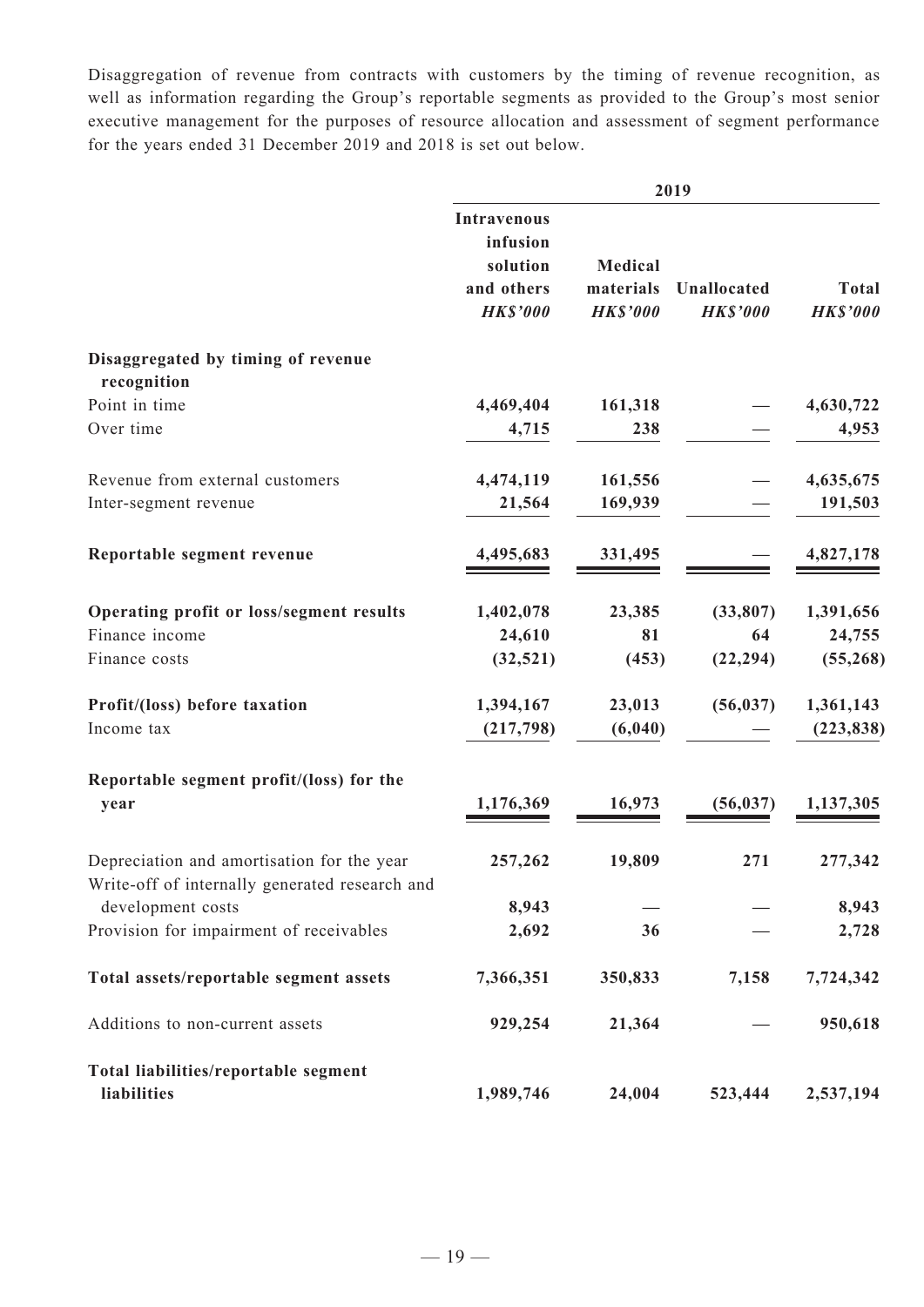Disaggregation of revenue from contracts with customers by the timing of revenue recognition, as well as information regarding the Group's reportable segments as provided to the Group's most senior executive management for the purposes of resource allocation and assessment of segment performance for the years ended 31 December 2019 and 2018 is set out below.

| | 2019 | | | |
|---|---|---|---|---|
| | **Intravenous infusion solution and others** *HK$'000* | **Medical materials** *HK$'000* | **Unallocated** *HK$'000* | **Total** *HK$'000* |
| **Disaggregated by timing of revenue recognition** | | | | |
| Point in time | **4,469,404** | **161,318** | **—** | **4,630,722** |
| Over time | **4,715** | **238** | **—** | **4,953** |
| Revenue from external customers | **4,474,119** | **161,556** | **—** | **4,635,675** |
| Inter-segment revenue | **21,564** | **169,939** | **—** | **191,503** |
| **Reportable segment revenue** | **4,495,683** | **331,495** | **—** | **4,827,178** |
| **Operating profit or loss/segment results** | **1,402,078** | **23,385** | **(33,807)** | **1,391,656** |
| Finance income | **24,610** | **81** | **64** | **24,755** |
| Finance costs | **(32,521)** | **(453)** | **(22,294)** | **(55,268)** |
| **Profit/(loss) before taxation** | **1,394,167** | **23,013** | **(56,037)** | **1,361,143** |
| Income tax | **(217,798)** | **(6,040)** | **—** | **(223,838)** |
| **Reportable segment profit/(loss) for the year** | **1,176,369** | **16,973** | **(56,037)** | **1,137,305** |
| Depreciation and amortisation for the year | **257,262** | **19,809** | **271** | **277,342** |
| Write-off of internally generated research and development costs | **8,943** | **—** | **—** | **8,943** |
| Provision for impairment of receivables | **2,692** | **36** | **—** | **2,728** |
| **Total assets/reportable segment assets** | **7,366,351** | **350,833** | **7,158** | **7,724,342** |
| Additions to non-current assets | **929,254** | **21,364** | **—** | **950,618** |
| **Total liabilities/reportable segment liabilities** | **1,989,746** | **24,004** | **523,444** | **2,537,194** |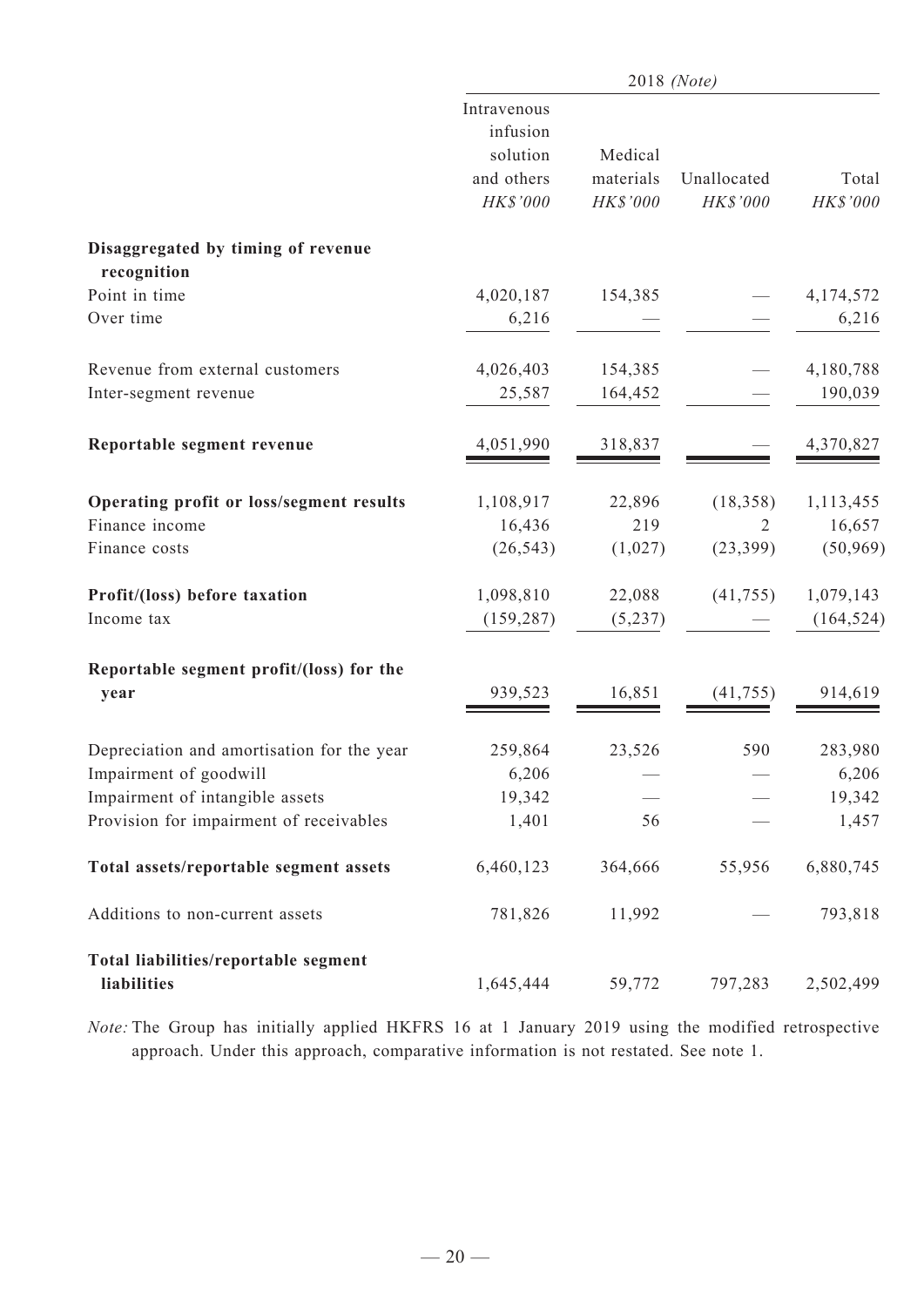| | 2018 *(Note)* | | | |
|---|---|---|---|---|
| | Intravenous infusion solution and others *HK$'000* | Medical materials *HK$'000* | Unallocated *HK$'000* | Total *HK$'000* |
| **Disaggregated by timing of revenue recognition** | | | | |
| Point in time | 4,020,187 | 154,385 | — | 4,174,572 |
| Over time | 6,216 | — | — | 6,216 |
| Revenue from external customers | 4,026,403 | 154,385 | — | 4,180,788 |
| Inter-segment revenue | 25,587 | 164,452 | — | 190,039 |
| **Reportable segment revenue** | 4,051,990 | 318,837 | — | 4,370,827 |
| **Operating profit or loss/segment results** | 1,108,917 | 22,896 | (18,358) | 1,113,455 |
| Finance income | 16,436 | 219 | 2 | 16,657 |
| Finance costs | (26,543) | (1,027) | (23,399) | (50,969) |
| **Profit/(loss) before taxation** | 1,098,810 | 22,088 | (41,755) | 1,079,143 |
| Income tax | (159,287) | (5,237) | — | (164,524) |
| **Reportable segment profit/(loss) for the year** | 939,523 | 16,851 | (41,755) | 914,619 |
| Depreciation and amortisation for the year | 259,864 | 23,526 | 590 | 283,980 |
| Impairment of goodwill | 6,206 | — | — | 6,206 |
| Impairment of intangible assets | 19,342 | — | — | 19,342 |
| Provision for impairment of receivables | 1,401 | 56 | — | 1,457 |
| **Total assets/reportable segment assets** | 6,460,123 | 364,666 | 55,956 | 6,880,745 |
| Additions to non-current assets | 781,826 | 11,992 | — | 793,818 |
| **Total liabilities/reportable segment liabilities** | 1,645,444 | 59,772 | 797,283 | 2,502,499 |

*Note:* The Group has initially applied HKFRS 16 at 1 January 2019 using the modified retrospective approach. Under this approach, comparative information is not restated. See note 1.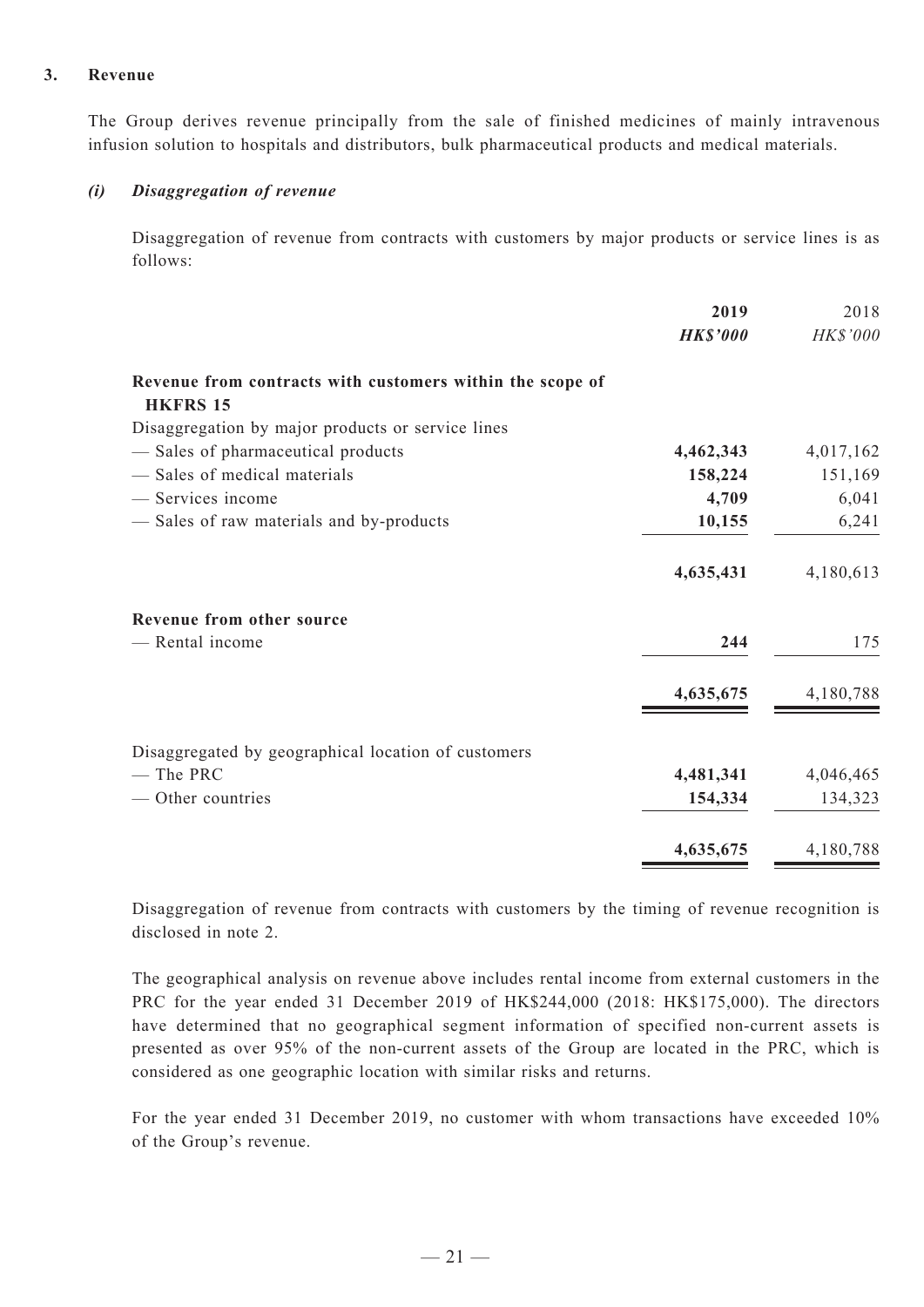### 3. Revenue

The Group derives revenue principally from the sale of finished medicines of mainly intravenous infusion solution to hospitals and distributors, bulk pharmaceutical products and medical materials.

#### *(i) Disaggregation of revenue*

Disaggregation of revenue from contracts with customers by major products or service lines is as follows:

| | **2019** | 2018 |
|---|---|---|
| | ***HK$'000*** | *HK$'000* |
| **Revenue from contracts with customers within the scope of HKFRS 15** | | |
| Disaggregation by major products or service lines | | |
| — Sales of pharmaceutical products | **4,462,343** | 4,017,162 |
| — Sales of medical materials | **158,224** | 151,169 |
| — Services income | **4,709** | 6,041 |
| — Sales of raw materials and by-products | **10,155** | 6,241 |
| | **4,635,431** | 4,180,613 |
| **Revenue from other source** | | |
| — Rental income | **244** | 175 |
| | **4,635,675** | 4,180,788 |
| Disaggregated by geographical location of customers | | |
| — The PRC | **4,481,341** | 4,046,465 |
| — Other countries | **154,334** | 134,323 |
| | **4,635,675** | 4,180,788 |

Disaggregation of revenue from contracts with customers by the timing of revenue recognition is disclosed in note 2.

The geographical analysis on revenue above includes rental income from external customers in the PRC for the year ended 31 December 2019 of HK$244,000 (2018: HK$175,000). The directors have determined that no geographical segment information of specified non-current assets is presented as over 95% of the non-current assets of the Group are located in the PRC, which is considered as one geographic location with similar risks and returns.

For the year ended 31 December 2019, no customer with whom transactions have exceeded 10% of the Group's revenue.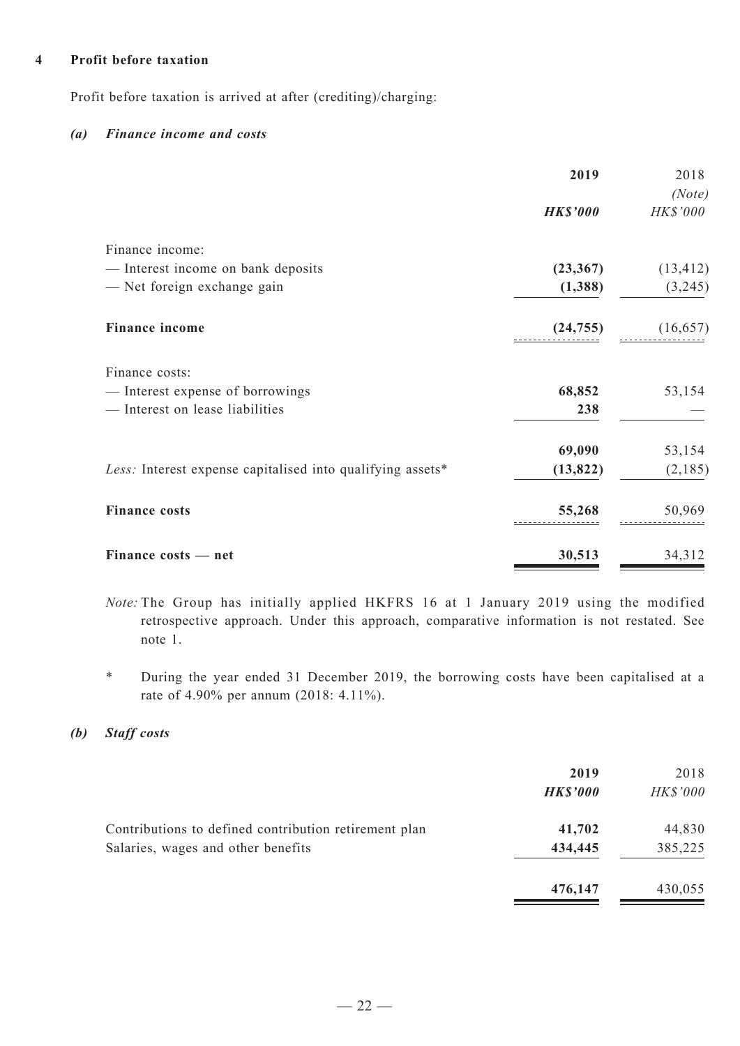## 4 Profit before taxation

Profit before taxation is arrived at after (crediting)/charging:

### *(a) Finance income and costs*

| | **2019** | 2018 |
|---|---|---|
| | | *(Note)* |
| | ***HK$'000*** | *HK$'000* |
| Finance income: | | |
| — Interest income on bank deposits | **(23,367)** | (13,412) |
| — Net foreign exchange gain | **(1,388)** | (3,245) |
| **Finance income** | **(24,755)** | (16,657) |
| Finance costs: | | |
| — Interest expense of borrowings | **68,852** | 53,154 |
| — Interest on lease liabilities | **238** | — |
| | **69,090** | 53,154 |
| *Less:* Interest expense capitalised into qualifying assets* | **(13,822)** | (2,185) |
| **Finance costs** | **55,268** | 50,969 |
| **Finance costs — net** | **30,513** | 34,312 |

*Note:* The Group has initially applied HKFRS 16 at 1 January 2019 using the modified retrospective approach. Under this approach, comparative information is not restated. See note 1.

\* During the year ended 31 December 2019, the borrowing costs have been capitalised at a rate of 4.90% per annum (2018: 4.11%).

### *(b) Staff costs*

| | **2019** | 2018 |
|---|---|---|
| | ***HK$'000*** | *HK$'000* |
| Contributions to defined contribution retirement plan | **41,702** | 44,830 |
| Salaries, wages and other benefits | **434,445** | 385,225 |
| | **476,147** | 430,055 |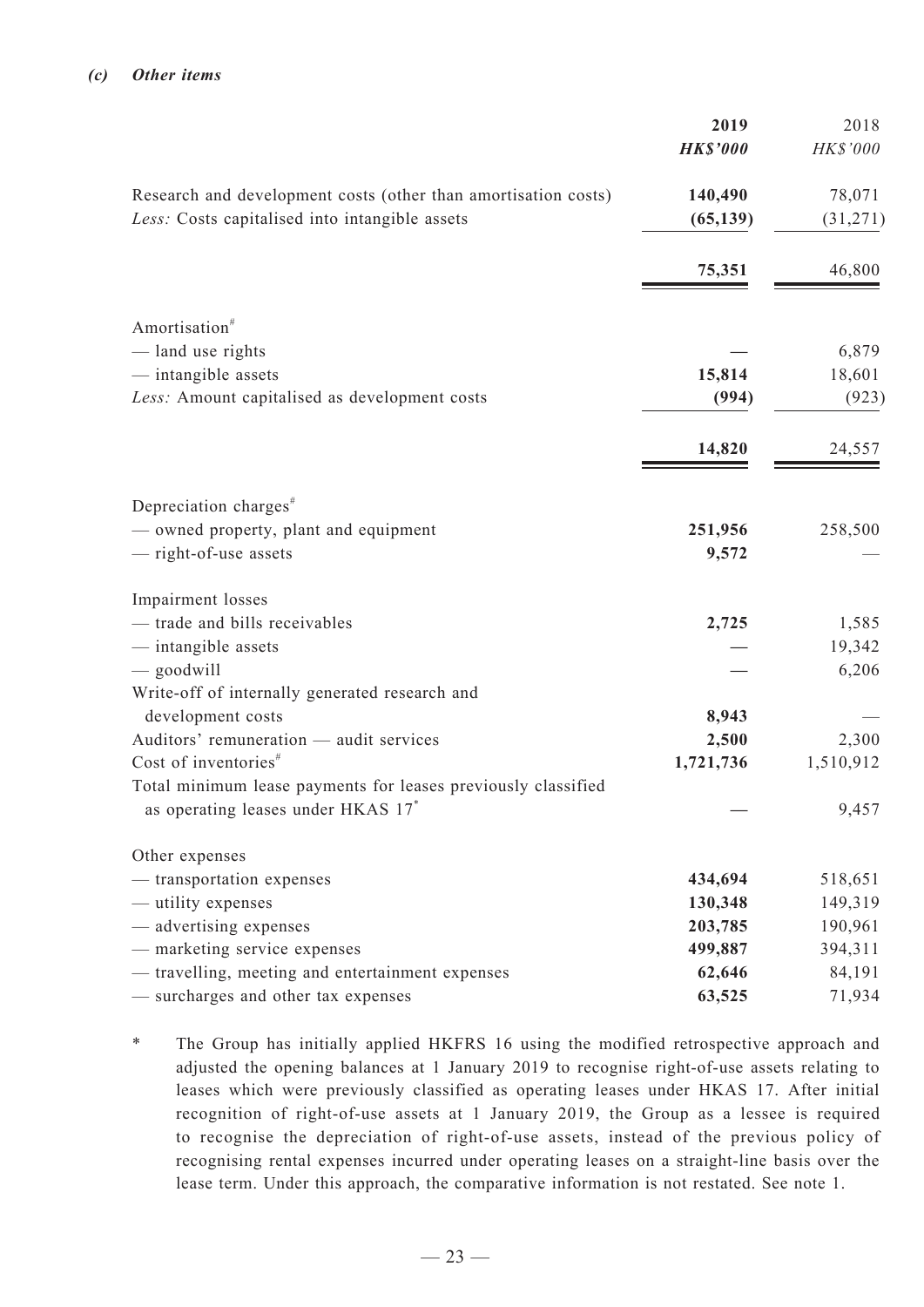### *(c) Other items*

| | **2019** | 2018 |
|---|---|---|
| | ***HK$'000*** | *HK$'000* |
| Research and development costs (other than amortisation costs) | **140,490** | 78,071 |
| *Less:* Costs capitalised into intangible assets | **(65,139)** | (31,271) |
| | **75,351** | 46,800 |
| Amortisation# | | |
| — land use rights | **—** | 6,879 |
| — intangible assets | **15,814** | 18,601 |
| *Less:* Amount capitalised as development costs | **(994)** | (923) |
| | **14,820** | 24,557 |
| Depreciation charges# | | |
| — owned property, plant and equipment | **251,956** | 258,500 |
| — right-of-use assets | **9,572** | — |
| Impairment losses | | |
| — trade and bills receivables | **2,725** | 1,585 |
| — intangible assets | **—** | 19,342 |
| — goodwill | **—** | 6,206 |
| Write-off of internally generated research and development costs | **8,943** | — |
| Auditors' remuneration — audit services | **2,500** | 2,300 |
| Cost of inventories# | **1,721,736** | 1,510,912 |
| Total minimum lease payments for leases previously classified as operating leases under HKAS 17* | **—** | 9,457 |
| Other expenses | | |
| — transportation expenses | **434,694** | 518,651 |
| — utility expenses | **130,348** | 149,319 |
| — advertising expenses | **203,785** | 190,961 |
| — marketing service expenses | **499,887** | 394,311 |
| — travelling, meeting and entertainment expenses | **62,646** | 84,191 |
| — surcharges and other tax expenses | **63,525** | 71,934 |

\* The Group has initially applied HKFRS 16 using the modified retrospective approach and adjusted the opening balances at 1 January 2019 to recognise right-of-use assets relating to leases which were previously classified as operating leases under HKAS 17. After initial recognition of right-of-use assets at 1 January 2019, the Group as a lessee is required to recognise the depreciation of right-of-use assets, instead of the previous policy of recognising rental expenses incurred under operating leases on a straight-line basis over the lease term. Under this approach, the comparative information is not restated. See note 1.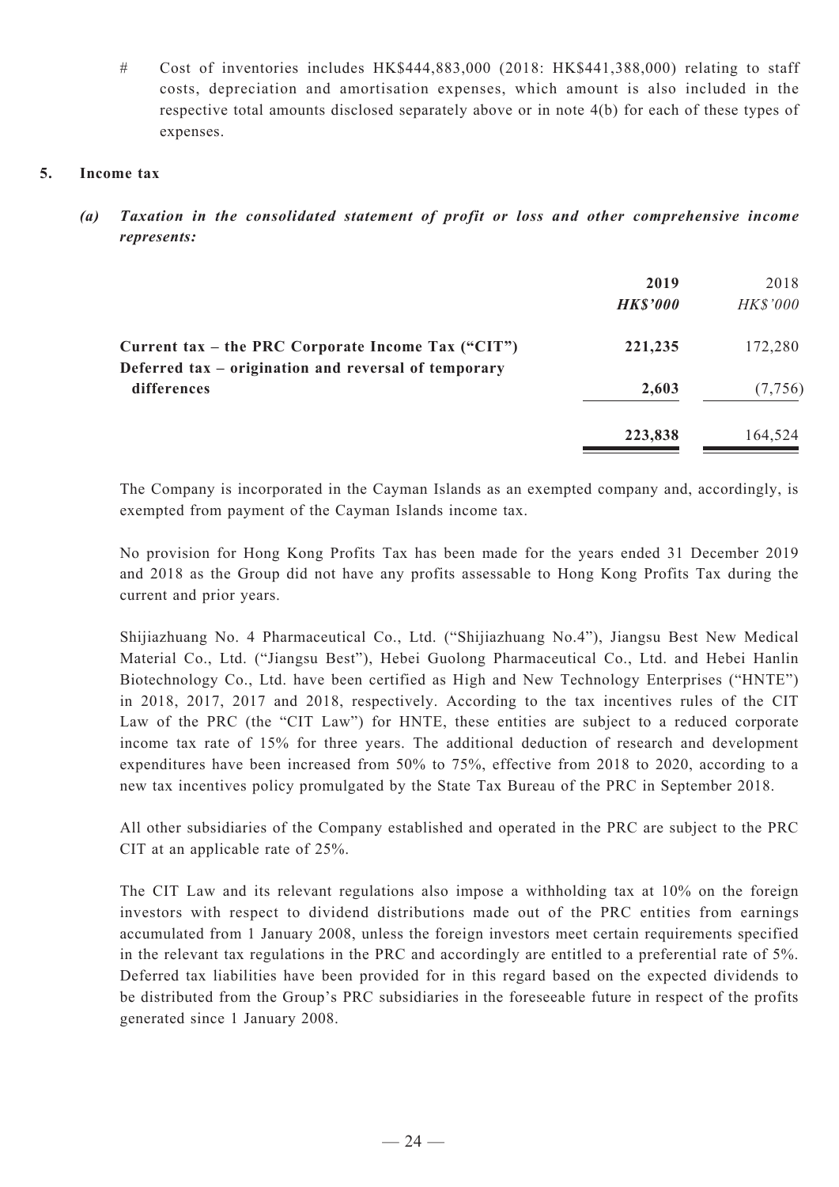\# Cost of inventories includes HK$444,883,000 (2018: HK$441,388,000) relating to staff costs, depreciation and amortisation expenses, which amount is also included in the respective total amounts disclosed separately above or in note 4(b) for each of these types of expenses.

## 5. Income tax

### *(a) Taxation in the consolidated statement of profit or loss and other comprehensive income represents:*

| | **2019** | 2018 |
|---|---|---|
| | ***HK$'000*** | *HK$'000* |
| **Current tax – the PRC Corporate Income Tax ("CIT")** | **221,235** | 172,280 |
| **Deferred tax – origination and reversal of temporary differences** | **2,603** | (7,756) |
| | **223,838** | 164,524 |

The Company is incorporated in the Cayman Islands as an exempted company and, accordingly, is exempted from payment of the Cayman Islands income tax.

No provision for Hong Kong Profits Tax has been made for the years ended 31 December 2019 and 2018 as the Group did not have any profits assessable to Hong Kong Profits Tax during the current and prior years.

Shijiazhuang No. 4 Pharmaceutical Co., Ltd. ("Shijiazhuang No.4"), Jiangsu Best New Medical Material Co., Ltd. ("Jiangsu Best"), Hebei Guolong Pharmaceutical Co., Ltd. and Hebei Hanlin Biotechnology Co., Ltd. have been certified as High and New Technology Enterprises ("HNTE") in 2018, 2017, 2017 and 2018, respectively. According to the tax incentives rules of the CIT Law of the PRC (the "CIT Law") for HNTE, these entities are subject to a reduced corporate income tax rate of 15% for three years. The additional deduction of research and development expenditures have been increased from 50% to 75%, effective from 2018 to 2020, according to a new tax incentives policy promulgated by the State Tax Bureau of the PRC in September 2018.

All other subsidiaries of the Company established and operated in the PRC are subject to the PRC CIT at an applicable rate of 25%.

The CIT Law and its relevant regulations also impose a withholding tax at 10% on the foreign investors with respect to dividend distributions made out of the PRC entities from earnings accumulated from 1 January 2008, unless the foreign investors meet certain requirements specified in the relevant tax regulations in the PRC and accordingly are entitled to a preferential rate of 5%. Deferred tax liabilities have been provided for in this regard based on the expected dividends to be distributed from the Group's PRC subsidiaries in the foreseeable future in respect of the profits generated since 1 January 2008.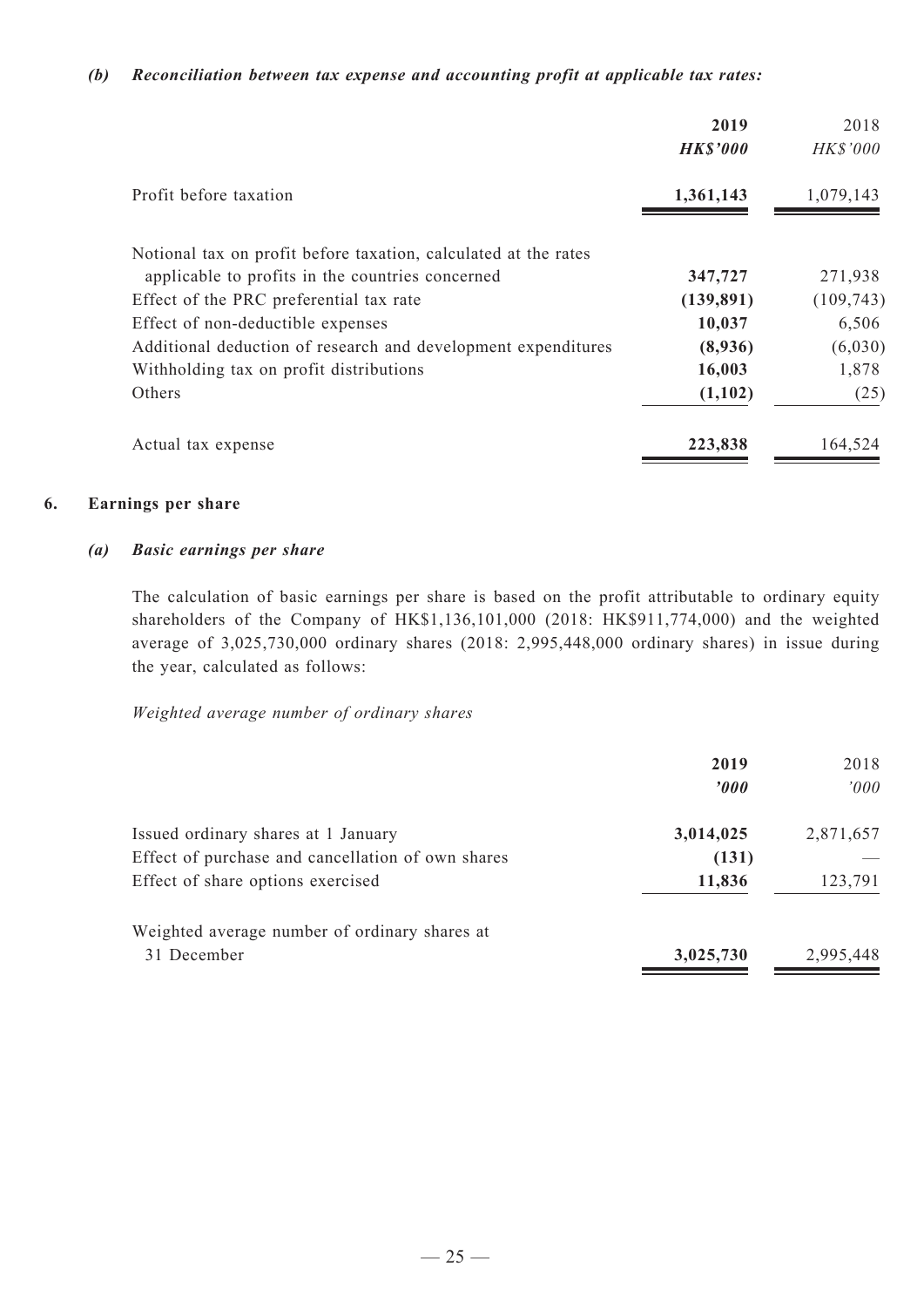*(b) Reconciliation between tax expense and accounting profit at applicable tax rates:*

| | **2019** | 2018 |
|---|---|---|
| | ***HK$'000*** | *HK$'000* |
| Profit before taxation | **1,361,143** | 1,079,143 |
| Notional tax on profit before taxation, calculated at the rates applicable to profits in the countries concerned | **347,727** | 271,938 |
| Effect of the PRC preferential tax rate | **(139,891)** | (109,743) |
| Effect of non-deductible expenses | **10,037** | 6,506 |
| Additional deduction of research and development expenditures | **(8,936)** | (6,030) |
| Withholding tax on profit distributions | **16,003** | 1,878 |
| Others | **(1,102)** | (25) |
| Actual tax expense | **223,838** | 164,524 |

## 6. Earnings per share

### *(a) Basic earnings per share*

The calculation of basic earnings per share is based on the profit attributable to ordinary equity shareholders of the Company of HK$1,136,101,000 (2018: HK$911,774,000) and the weighted average of 3,025,730,000 ordinary shares (2018: 2,995,448,000 ordinary shares) in issue during the year, calculated as follows:

*Weighted average number of ordinary shares*

| | **2019** | 2018 |
|---|---|---|
| | ***'000*** | *'000* |
| Issued ordinary shares at 1 January | **3,014,025** | 2,871,657 |
| Effect of purchase and cancellation of own shares | **(131)** | — |
| Effect of share options exercised | **11,836** | 123,791 |
| Weighted average number of ordinary shares at 31 December | **3,025,730** | 2,995,448 |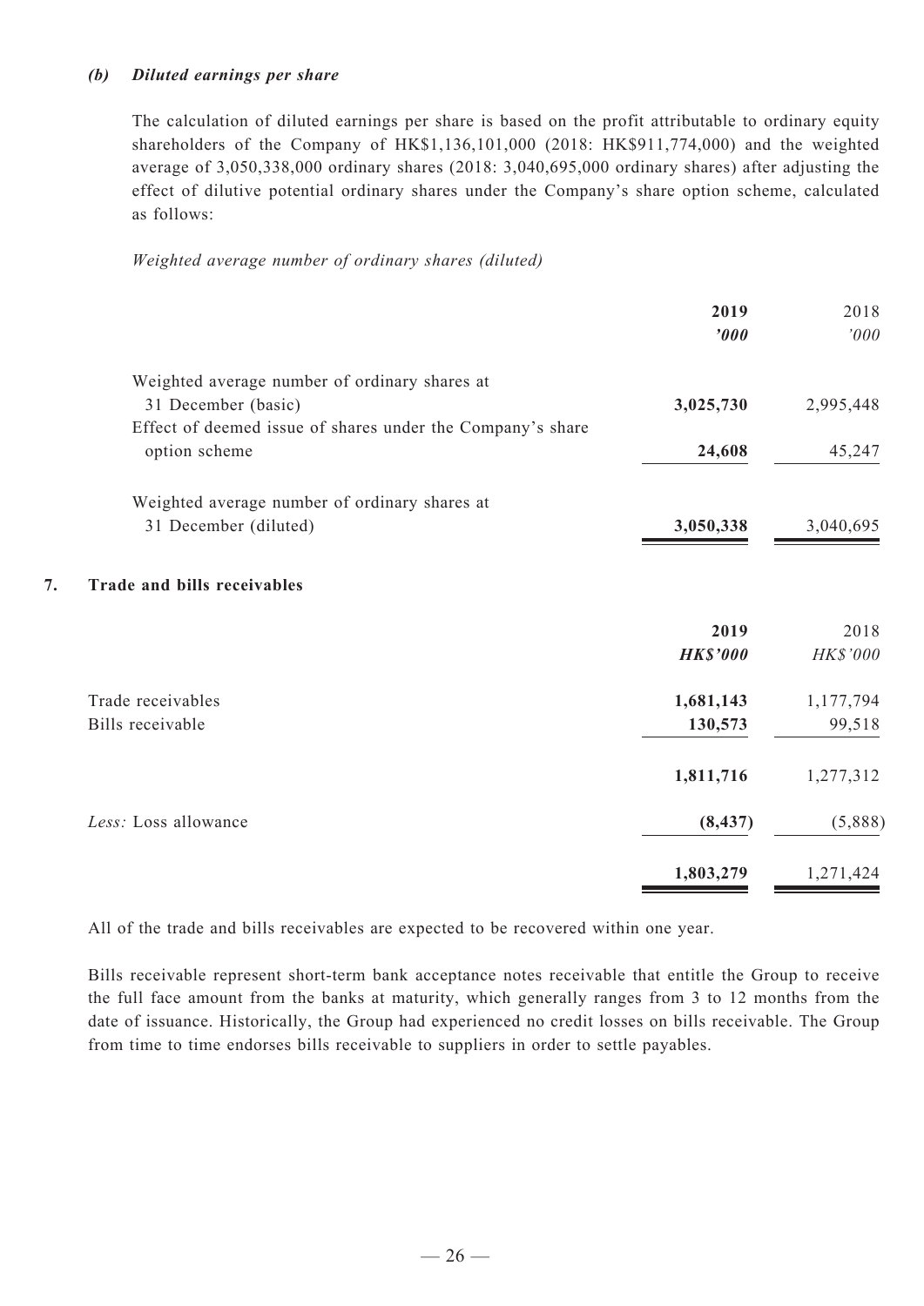***(b) Diluted earnings per share***

The calculation of diluted earnings per share is based on the profit attributable to ordinary equity shareholders of the Company of HK$1,136,101,000 (2018: HK$911,774,000) and the weighted average of 3,050,338,000 ordinary shares (2018: 3,040,695,000 ordinary shares) after adjusting the effect of dilutive potential ordinary shares under the Company's share option scheme, calculated as follows:

*Weighted average number of ordinary shares (diluted)*

| | **2019** | 2018 |
|---|---|---|
| | ***'000*** | *'000* |
| Weighted average number of ordinary shares at 31 December (basic) | **3,025,730** | 2,995,448 |
| Effect of deemed issue of shares under the Company's share option scheme | **24,608** | 45,247 |
| Weighted average number of ordinary shares at 31 December (diluted) | **3,050,338** | 3,040,695 |

## 7. Trade and bills receivables

| | **2019** | 2018 |
|---|---|---|
| | ***HK$'000*** | *HK$'000* |
| Trade receivables | **1,681,143** | 1,177,794 |
| Bills receivable | **130,573** | 99,518 |
| | **1,811,716** | 1,277,312 |
| *Less:* Loss allowance | **(8,437)** | (5,888) |
| | **1,803,279** | 1,271,424 |

All of the trade and bills receivables are expected to be recovered within one year.

Bills receivable represent short-term bank acceptance notes receivable that entitle the Group to receive the full face amount from the banks at maturity, which generally ranges from 3 to 12 months from the date of issuance. Historically, the Group had experienced no credit losses on bills receivable. The Group from time to time endorses bills receivable to suppliers in order to settle payables.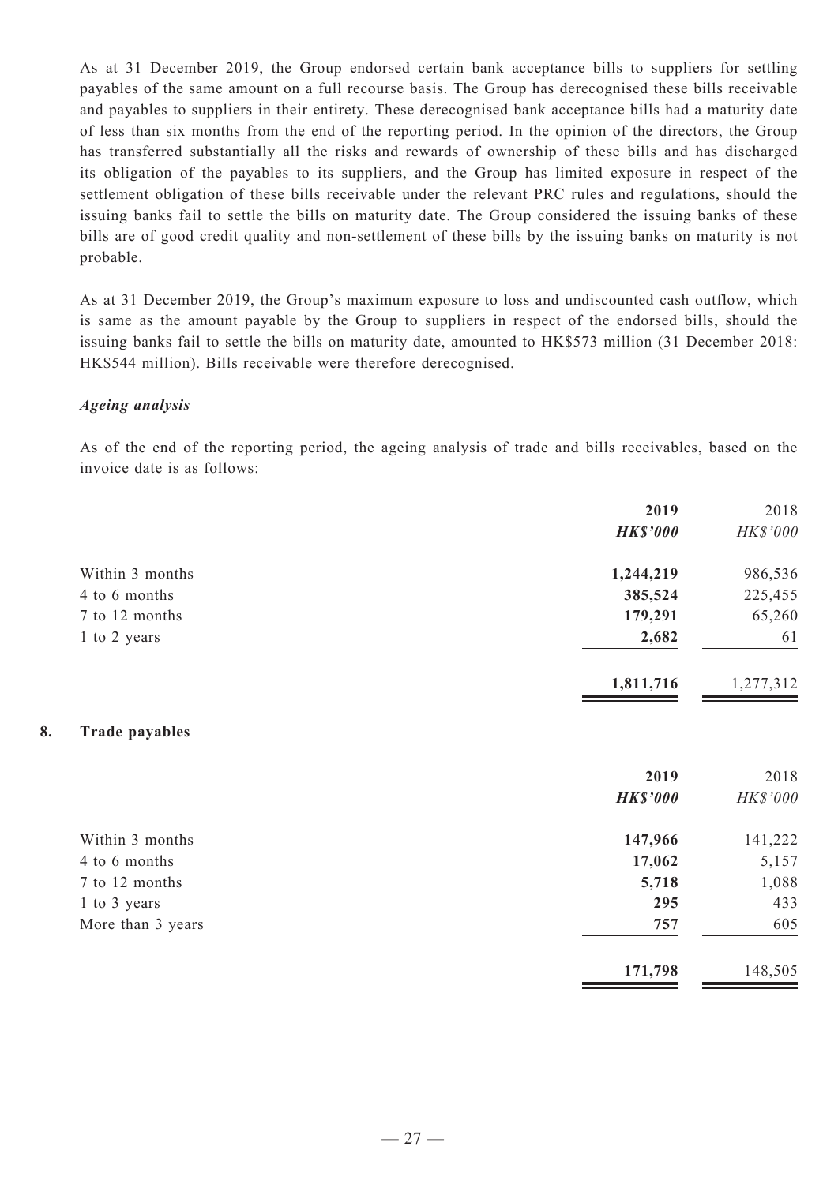As at 31 December 2019, the Group endorsed certain bank acceptance bills to suppliers for settling payables of the same amount on a full recourse basis. The Group has derecognised these bills receivable and payables to suppliers in their entirety. These derecognised bank acceptance bills had a maturity date of less than six months from the end of the reporting period. In the opinion of the directors, the Group has transferred substantially all the risks and rewards of ownership of these bills and has discharged its obligation of the payables to its suppliers, and the Group has limited exposure in respect of the settlement obligation of these bills receivable under the relevant PRC rules and regulations, should the issuing banks fail to settle the bills on maturity date. The Group considered the issuing banks of these bills are of good credit quality and non-settlement of these bills by the issuing banks on maturity is not probable.

As at 31 December 2019, the Group's maximum exposure to loss and undiscounted cash outflow, which is same as the amount payable by the Group to suppliers in respect of the endorsed bills, should the issuing banks fail to settle the bills on maturity date, amounted to HK$573 million (31 December 2018: HK$544 million). Bills receivable were therefore derecognised.

***Ageing analysis***

As of the end of the reporting period, the ageing analysis of trade and bills receivables, based on the invoice date is as follows:

| | **2019** | 2018 |
|---|---|---|
| | ***HK$'000*** | *HK$'000* |
| Within 3 months | **1,244,219** | 986,536 |
| 4 to 6 months | **385,524** | 225,455 |
| 7 to 12 months | **179,291** | 65,260 |
| 1 to 2 years | **2,682** | 61 |
| | **1,811,716** | 1,277,312 |

## 8. Trade payables

| | **2019** | 2018 |
|---|---|---|
| | ***HK$'000*** | *HK$'000* |
| Within 3 months | **147,966** | 141,222 |
| 4 to 6 months | **17,062** | 5,157 |
| 7 to 12 months | **5,718** | 1,088 |
| 1 to 3 years | **295** | 433 |
| More than 3 years | **757** | 605 |
| | **171,798** | 148,505 |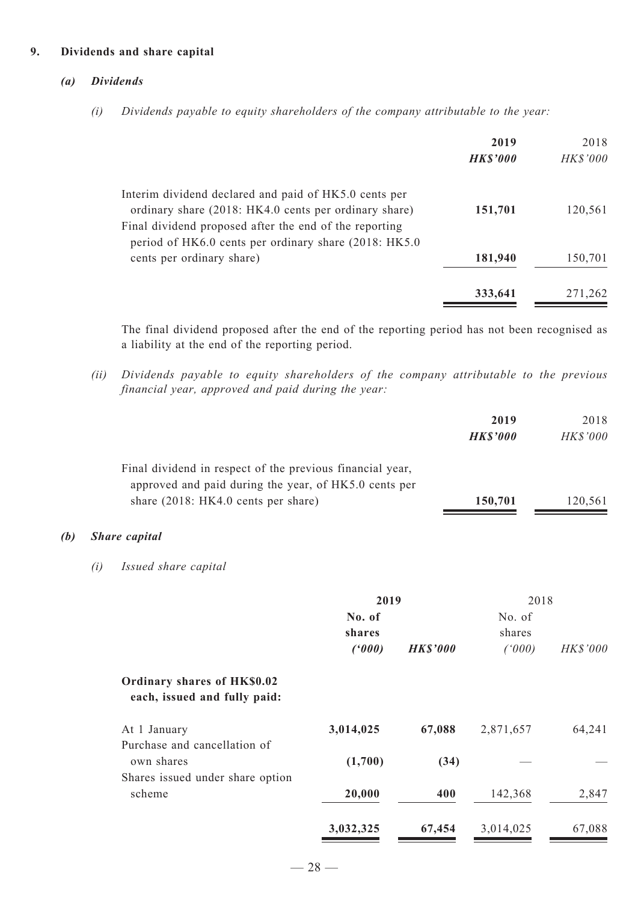## 9. Dividends and share capital

### *(a) Dividends*

*(i) Dividends payable to equity shareholders of the company attributable to the year:*

| | **2019** | 2018 |
|---|---|---|
| | ***HK$'000*** | *HK$'000* |
| Interim dividend declared and paid of HK5.0 cents per ordinary share (2018: HK4.0 cents per ordinary share) | **151,701** | 120,561 |
| Final dividend proposed after the end of the reporting period of HK6.0 cents per ordinary share (2018: HK5.0 cents per ordinary share) | **181,940** | 150,701 |
| | **333,641** | 271,262 |

The final dividend proposed after the end of the reporting period has not been recognised as a liability at the end of the reporting period.

*(ii) Dividends payable to equity shareholders of the company attributable to the previous financial year, approved and paid during the year:*

| | **2019** | 2018 |
|---|---|---|
| | ***HK$'000*** | *HK$'000* |
| Final dividend in respect of the previous financial year, approved and paid during the year, of HK5.0 cents per share (2018: HK4.0 cents per share) | **150,701** | 120,561 |

### *(b) Share capital*

*(i) Issued share capital*

| | **2019** | | 2018 | |
|---|---|---|---|---|
| | **No. of shares *('000)*** | ***HK$'000*** | No. of shares *('000)* | *HK$'000* |
| **Ordinary shares of HK$0.02 each, issued and fully paid:** | | | | |
| At 1 January | **3,014,025** | **67,088** | 2,871,657 | 64,241 |
| Purchase and cancellation of own shares | **(1,700)** | **(34)** | — | — |
| Shares issued under share option scheme | **20,000** | **400** | 142,368 | 2,847 |
| | **3,032,325** | **67,454** | 3,014,025 | 67,088 |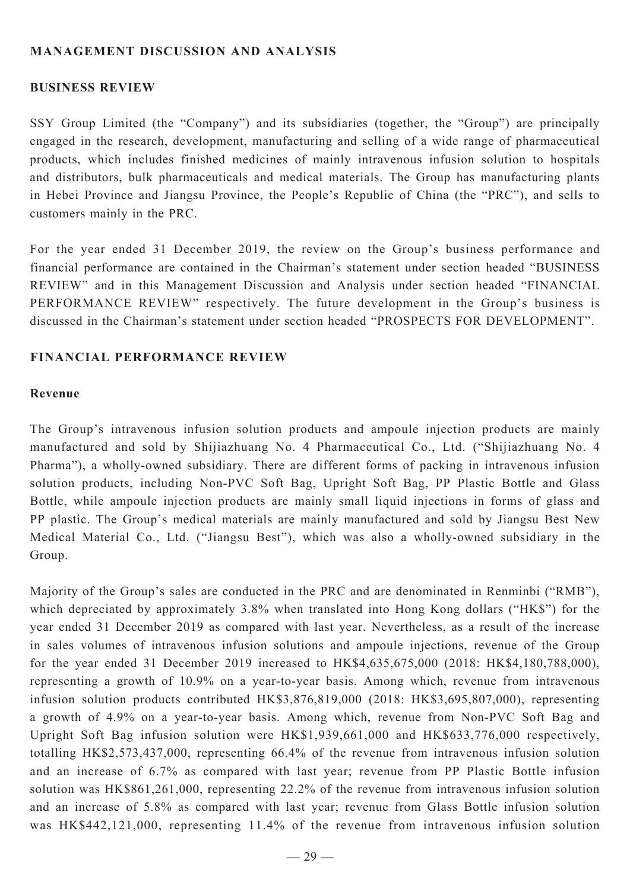## MANAGEMENT DISCUSSION AND ANALYSIS

### BUSINESS REVIEW

SSY Group Limited (the "Company") and its subsidiaries (together, the "Group") are principally engaged in the research, development, manufacturing and selling of a wide range of pharmaceutical products, which includes finished medicines of mainly intravenous infusion solution to hospitals and distributors, bulk pharmaceuticals and medical materials. The Group has manufacturing plants in Hebei Province and Jiangsu Province, the People's Republic of China (the "PRC"), and sells to customers mainly in the PRC.

For the year ended 31 December 2019, the review on the Group's business performance and financial performance are contained in the Chairman's statement under section headed "BUSINESS REVIEW" and in this Management Discussion and Analysis under section headed "FINANCIAL PERFORMANCE REVIEW" respectively. The future development in the Group's business is discussed in the Chairman's statement under section headed "PROSPECTS FOR DEVELOPMENT".

### FINANCIAL PERFORMANCE REVIEW

#### Revenue

The Group's intravenous infusion solution products and ampoule injection products are mainly manufactured and sold by Shijiazhuang No. 4 Pharmaceutical Co., Ltd. ("Shijiazhuang No. 4 Pharma"), a wholly-owned subsidiary. There are different forms of packing in intravenous infusion solution products, including Non-PVC Soft Bag, Upright Soft Bag, PP Plastic Bottle and Glass Bottle, while ampoule injection products are mainly small liquid injections in forms of glass and PP plastic. The Group's medical materials are mainly manufactured and sold by Jiangsu Best New Medical Material Co., Ltd. ("Jiangsu Best"), which was also a wholly-owned subsidiary in the Group.

Majority of the Group's sales are conducted in the PRC and are denominated in Renminbi ("RMB"), which depreciated by approximately 3.8% when translated into Hong Kong dollars ("HK$") for the year ended 31 December 2019 as compared with last year. Nevertheless, as a result of the increase in sales volumes of intravenous infusion solutions and ampoule injections, revenue of the Group for the year ended 31 December 2019 increased to HK$4,635,675,000 (2018: HK$4,180,788,000), representing a growth of 10.9% on a year-to-year basis. Among which, revenue from intravenous infusion solution products contributed HK$3,876,819,000 (2018: HK$3,695,807,000), representing a growth of 4.9% on a year-to-year basis. Among which, revenue from Non-PVC Soft Bag and Upright Soft Bag infusion solution were HK$1,939,661,000 and HK$633,776,000 respectively, totalling HK$2,573,437,000, representing 66.4% of the revenue from intravenous infusion solution and an increase of 6.7% as compared with last year; revenue from PP Plastic Bottle infusion solution was HK$861,261,000, representing 22.2% of the revenue from intravenous infusion solution and an increase of 5.8% as compared with last year; revenue from Glass Bottle infusion solution was HK$442,121,000, representing 11.4% of the revenue from intravenous infusion solution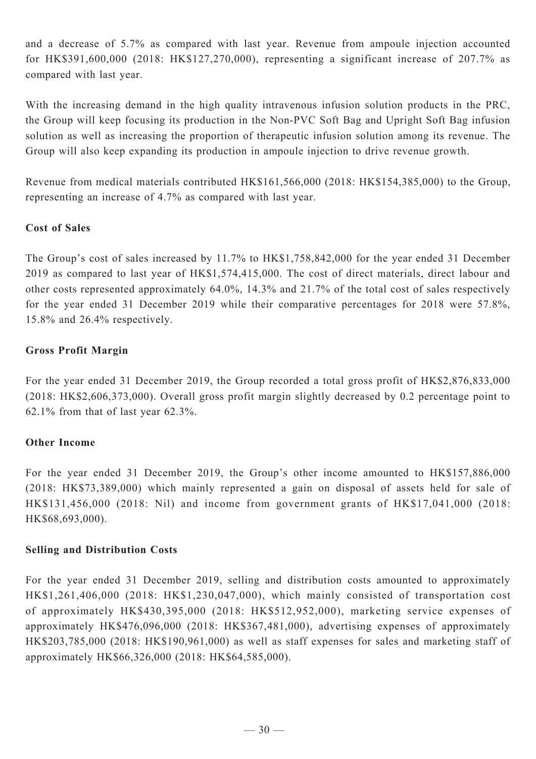and a decrease of 5.7% as compared with last year. Revenue from ampoule injection accounted for HK$391,600,000 (2018: HK$127,270,000), representing a significant increase of 207.7% as compared with last year.

With the increasing demand in the high quality intravenous infusion solution products in the PRC, the Group will keep focusing its production in the Non-PVC Soft Bag and Upright Soft Bag infusion solution as well as increasing the proportion of therapeutic infusion solution among its revenue. The Group will also keep expanding its production in ampoule injection to drive revenue growth.

Revenue from medical materials contributed HK$161,566,000 (2018: HK$154,385,000) to the Group, representing an increase of 4.7% as compared with last year.

**Cost of Sales**

The Group's cost of sales increased by 11.7% to HK$1,758,842,000 for the year ended 31 December 2019 as compared to last year of HK$1,574,415,000. The cost of direct materials, direct labour and other costs represented approximately 64.0%, 14.3% and 21.7% of the total cost of sales respectively for the year ended 31 December 2019 while their comparative percentages for 2018 were 57.8%, 15.8% and 26.4% respectively.

**Gross Profit Margin**

For the year ended 31 December 2019, the Group recorded a total gross profit of HK$2,876,833,000 (2018: HK$2,606,373,000). Overall gross profit margin slightly decreased by 0.2 percentage point to 62.1% from that of last year 62.3%.

**Other Income**

For the year ended 31 December 2019, the Group's other income amounted to HK$157,886,000 (2018: HK$73,389,000) which mainly represented a gain on disposal of assets held for sale of HK$131,456,000 (2018: Nil) and income from government grants of HK$17,041,000 (2018: HK$68,693,000).

**Selling and Distribution Costs**

For the year ended 31 December 2019, selling and distribution costs amounted to approximately HK$1,261,406,000 (2018: HK$1,230,047,000), which mainly consisted of transportation cost of approximately HK$430,395,000 (2018: HK$512,952,000), marketing service expenses of approximately HK$476,096,000 (2018: HK$367,481,000), advertising expenses of approximately HK$203,785,000 (2018: HK$190,961,000) as well as staff expenses for sales and marketing staff of approximately HK$66,326,000 (2018: HK$64,585,000).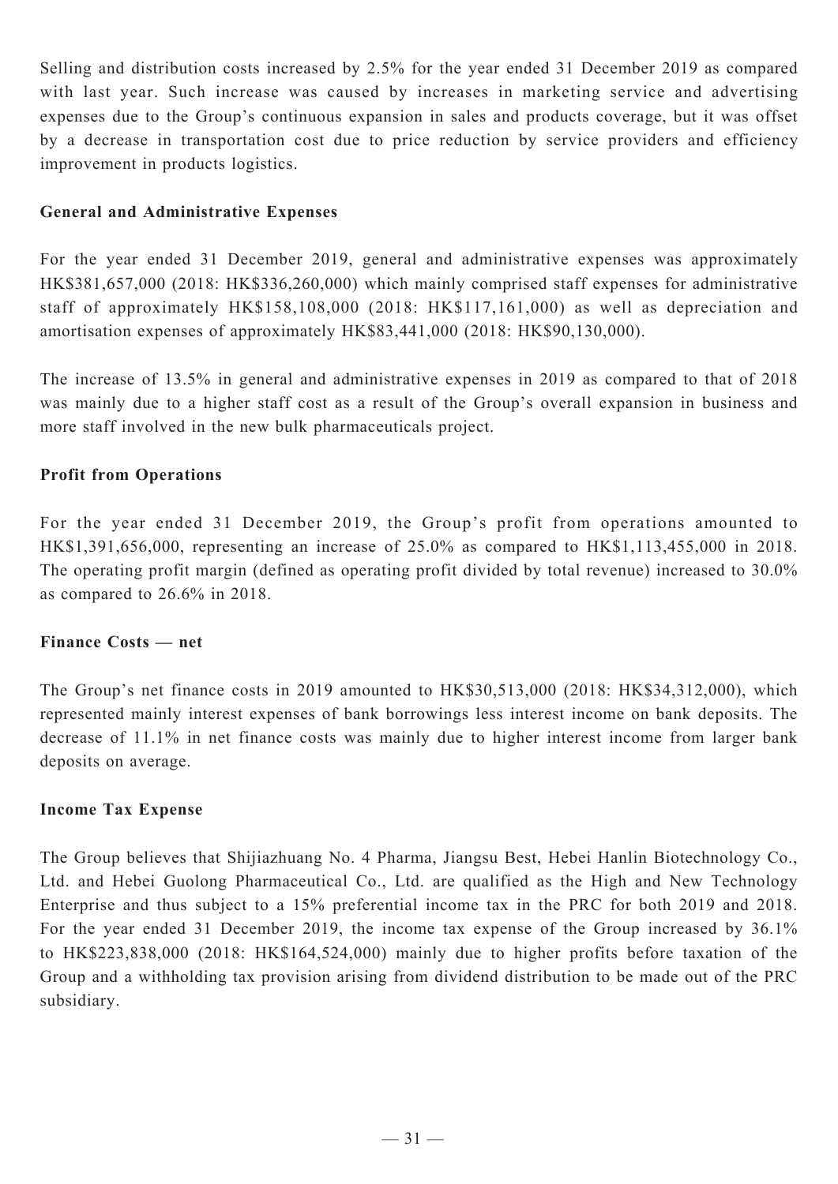Selling and distribution costs increased by 2.5% for the year ended 31 December 2019 as compared with last year. Such increase was caused by increases in marketing service and advertising expenses due to the Group's continuous expansion in sales and products coverage, but it was offset by a decrease in transportation cost due to price reduction by service providers and efficiency improvement in products logistics.

**General and Administrative Expenses**

For the year ended 31 December 2019, general and administrative expenses was approximately HK$381,657,000 (2018: HK$336,260,000) which mainly comprised staff expenses for administrative staff of approximately HK$158,108,000 (2018: HK$117,161,000) as well as depreciation and amortisation expenses of approximately HK$83,441,000 (2018: HK$90,130,000).

The increase of 13.5% in general and administrative expenses in 2019 as compared to that of 2018 was mainly due to a higher staff cost as a result of the Group's overall expansion in business and more staff involved in the new bulk pharmaceuticals project.

**Profit from Operations**

For the year ended 31 December 2019, the Group's profit from operations amounted to HK$1,391,656,000, representing an increase of 25.0% as compared to HK$1,113,455,000 in 2018. The operating profit margin (defined as operating profit divided by total revenue) increased to 30.0% as compared to 26.6% in 2018.

**Finance Costs — net**

The Group's net finance costs in 2019 amounted to HK$30,513,000 (2018: HK$34,312,000), which represented mainly interest expenses of bank borrowings less interest income on bank deposits. The decrease of 11.1% in net finance costs was mainly due to higher interest income from larger bank deposits on average.

**Income Tax Expense**

The Group believes that Shijiazhuang No. 4 Pharma, Jiangsu Best, Hebei Hanlin Biotechnology Co., Ltd. and Hebei Guolong Pharmaceutical Co., Ltd. are qualified as the High and New Technology Enterprise and thus subject to a 15% preferential income tax in the PRC for both 2019 and 2018. For the year ended 31 December 2019, the income tax expense of the Group increased by 36.1% to HK$223,838,000 (2018: HK$164,524,000) mainly due to higher profits before taxation of the Group and a withholding tax provision arising from dividend distribution to be made out of the PRC subsidiary.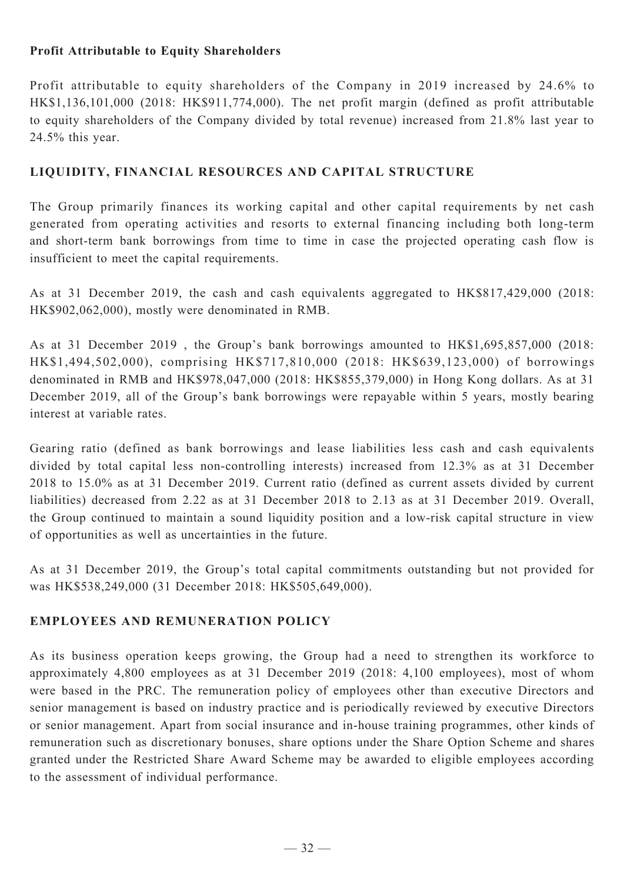**Profit Attributable to Equity Shareholders**

Profit attributable to equity shareholders of the Company in 2019 increased by 24.6% to HK$1,136,101,000 (2018: HK$911,774,000). The net profit margin (defined as profit attributable to equity shareholders of the Company divided by total revenue) increased from 21.8% last year to 24.5% this year.

## LIQUIDITY, FINANCIAL RESOURCES AND CAPITAL STRUCTURE

The Group primarily finances its working capital and other capital requirements by net cash generated from operating activities and resorts to external financing including both long-term and short-term bank borrowings from time to time in case the projected operating cash flow is insufficient to meet the capital requirements.

As at 31 December 2019, the cash and cash equivalents aggregated to HK$817,429,000 (2018: HK$902,062,000), mostly were denominated in RMB.

As at 31 December 2019 , the Group's bank borrowings amounted to HK$1,695,857,000 (2018: HK$1,494,502,000), comprising HK$717,810,000 (2018: HK$639,123,000) of borrowings denominated in RMB and HK$978,047,000 (2018: HK$855,379,000) in Hong Kong dollars. As at 31 December 2019, all of the Group's bank borrowings were repayable within 5 years, mostly bearing interest at variable rates.

Gearing ratio (defined as bank borrowings and lease liabilities less cash and cash equivalents divided by total capital less non-controlling interests) increased from 12.3% as at 31 December 2018 to 15.0% as at 31 December 2019. Current ratio (defined as current assets divided by current liabilities) decreased from 2.22 as at 31 December 2018 to 2.13 as at 31 December 2019. Overall, the Group continued to maintain a sound liquidity position and a low-risk capital structure in view of opportunities as well as uncertainties in the future.

As at 31 December 2019, the Group's total capital commitments outstanding but not provided for was HK$538,249,000 (31 December 2018: HK$505,649,000).

## EMPLOYEES AND REMUNERATION POLICY

As its business operation keeps growing, the Group had a need to strengthen its workforce to approximately 4,800 employees as at 31 December 2019 (2018: 4,100 employees), most of whom were based in the PRC. The remuneration policy of employees other than executive Directors and senior management is based on industry practice and is periodically reviewed by executive Directors or senior management. Apart from social insurance and in-house training programmes, other kinds of remuneration such as discretionary bonuses, share options under the Share Option Scheme and shares granted under the Restricted Share Award Scheme may be awarded to eligible employees according to the assessment of individual performance.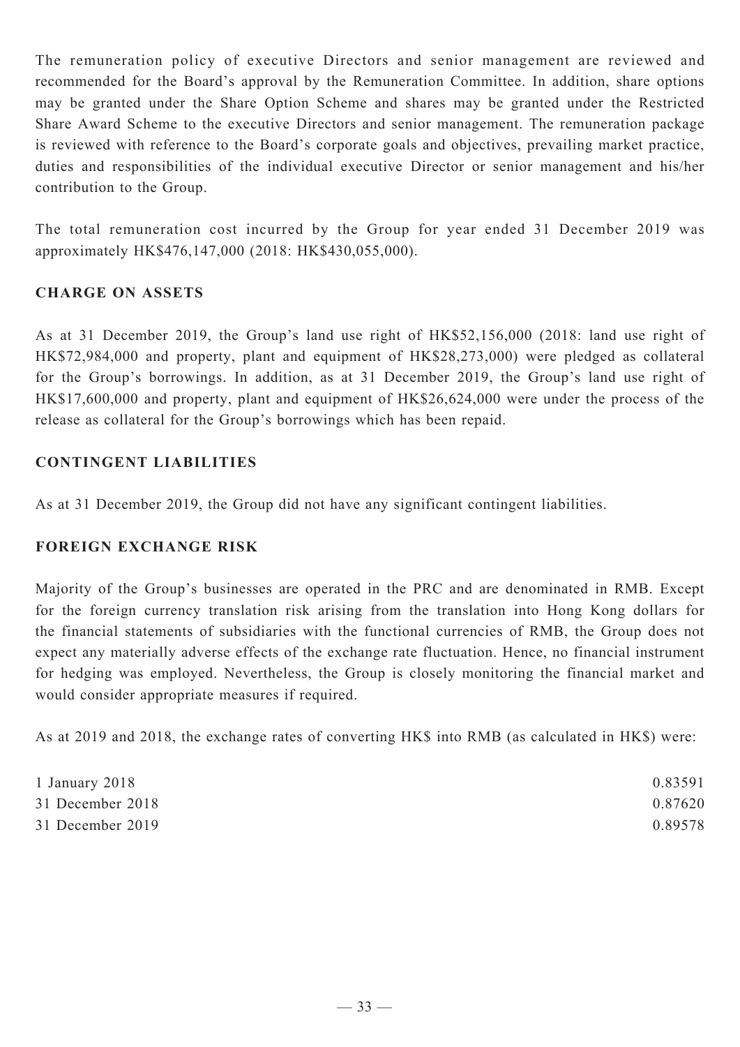The remuneration policy of executive Directors and senior management are reviewed and recommended for the Board's approval by the Remuneration Committee. In addition, share options may be granted under the Share Option Scheme and shares may be granted under the Restricted Share Award Scheme to the executive Directors and senior management. The remuneration package is reviewed with reference to the Board's corporate goals and objectives, prevailing market practice, duties and responsibilities of the individual executive Director or senior management and his/her contribution to the Group.

The total remuneration cost incurred by the Group for year ended 31 December 2019 was approximately HK$476,147,000 (2018: HK$430,055,000).

## CHARGE ON ASSETS

As at 31 December 2019, the Group's land use right of HK$52,156,000 (2018: land use right of HK$72,984,000 and property, plant and equipment of HK$28,273,000) were pledged as collateral for the Group's borrowings. In addition, as at 31 December 2019, the Group's land use right of HK$17,600,000 and property, plant and equipment of HK$26,624,000 were under the process of the release as collateral for the Group's borrowings which has been repaid.

## CONTINGENT LIABILITIES

As at 31 December 2019, the Group did not have any significant contingent liabilities.

## FOREIGN EXCHANGE RISK

Majority of the Group's businesses are operated in the PRC and are denominated in RMB. Except for the foreign currency translation risk arising from the translation into Hong Kong dollars for the financial statements of subsidiaries with the functional currencies of RMB, the Group does not expect any materially adverse effects of the exchange rate fluctuation. Hence, no financial instrument for hedging was employed. Nevertheless, the Group is closely monitoring the financial market and would consider appropriate measures if required.

As at 2019 and 2018, the exchange rates of converting HK$ into RMB (as calculated in HK$) were:

| | |
|---|---|
| 1 January 2018 | 0.83591 |
| 31 December 2018 | 0.87620 |
| 31 December 2019 | 0.89578 |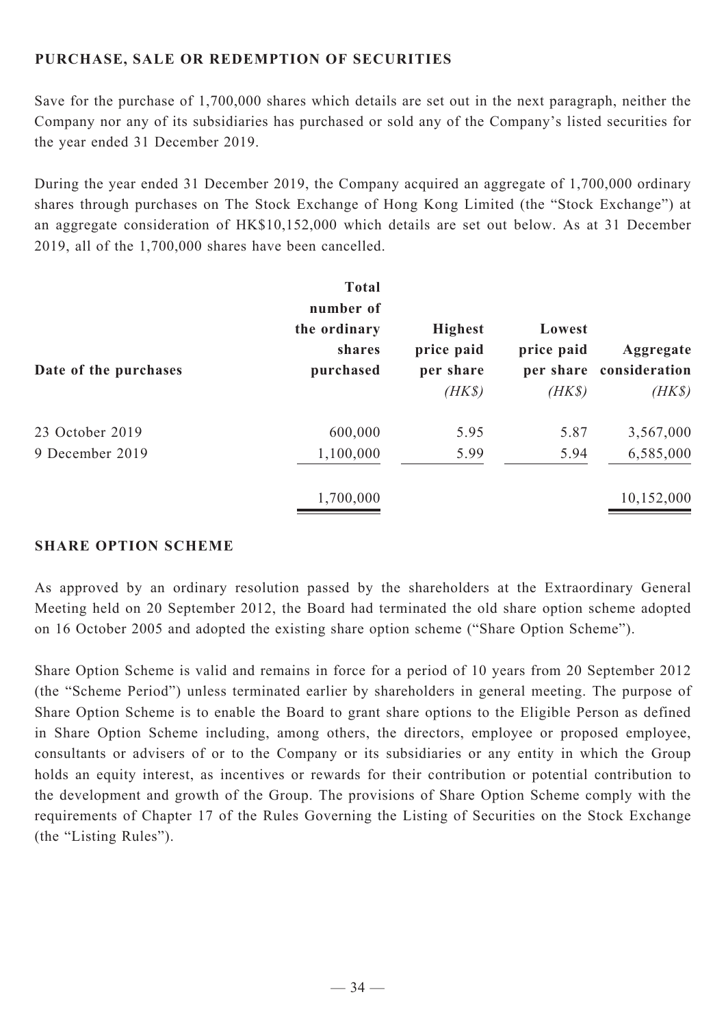## PURCHASE, SALE OR REDEMPTION OF SECURITIES

Save for the purchase of 1,700,000 shares which details are set out in the next paragraph, neither the Company nor any of its subsidiaries has purchased or sold any of the Company's listed securities for the year ended 31 December 2019.

During the year ended 31 December 2019, the Company acquired an aggregate of 1,700,000 ordinary shares through purchases on The Stock Exchange of Hong Kong Limited (the "Stock Exchange") at an aggregate consideration of HK$10,152,000 which details are set out below. As at 31 December 2019, all of the 1,700,000 shares have been cancelled.

| Date of the purchases | Total number of the ordinary shares purchased | Highest price paid per share *(HK$)* | Lowest price paid per share *(HK$)* | Aggregate consideration *(HK$)* |
|---|---|---|---|---|
| 23 October 2019 | 600,000 | 5.95 | 5.87 | 3,567,000 |
| 9 December 2019 | 1,100,000 | 5.99 | 5.94 | 6,585,000 |
| | 1,700,000 | | | 10,152,000 |

## SHARE OPTION SCHEME

As approved by an ordinary resolution passed by the shareholders at the Extraordinary General Meeting held on 20 September 2012, the Board had terminated the old share option scheme adopted on 16 October 2005 and adopted the existing share option scheme ("Share Option Scheme").

Share Option Scheme is valid and remains in force for a period of 10 years from 20 September 2012 (the "Scheme Period") unless terminated earlier by shareholders in general meeting. The purpose of Share Option Scheme is to enable the Board to grant share options to the Eligible Person as defined in Share Option Scheme including, among others, the directors, employee or proposed employee, consultants or advisers of or to the Company or its subsidiaries or any entity in which the Group holds an equity interest, as incentives or rewards for their contribution or potential contribution to the development and growth of the Group. The provisions of Share Option Scheme comply with the requirements of Chapter 17 of the Rules Governing the Listing of Securities on the Stock Exchange (the "Listing Rules").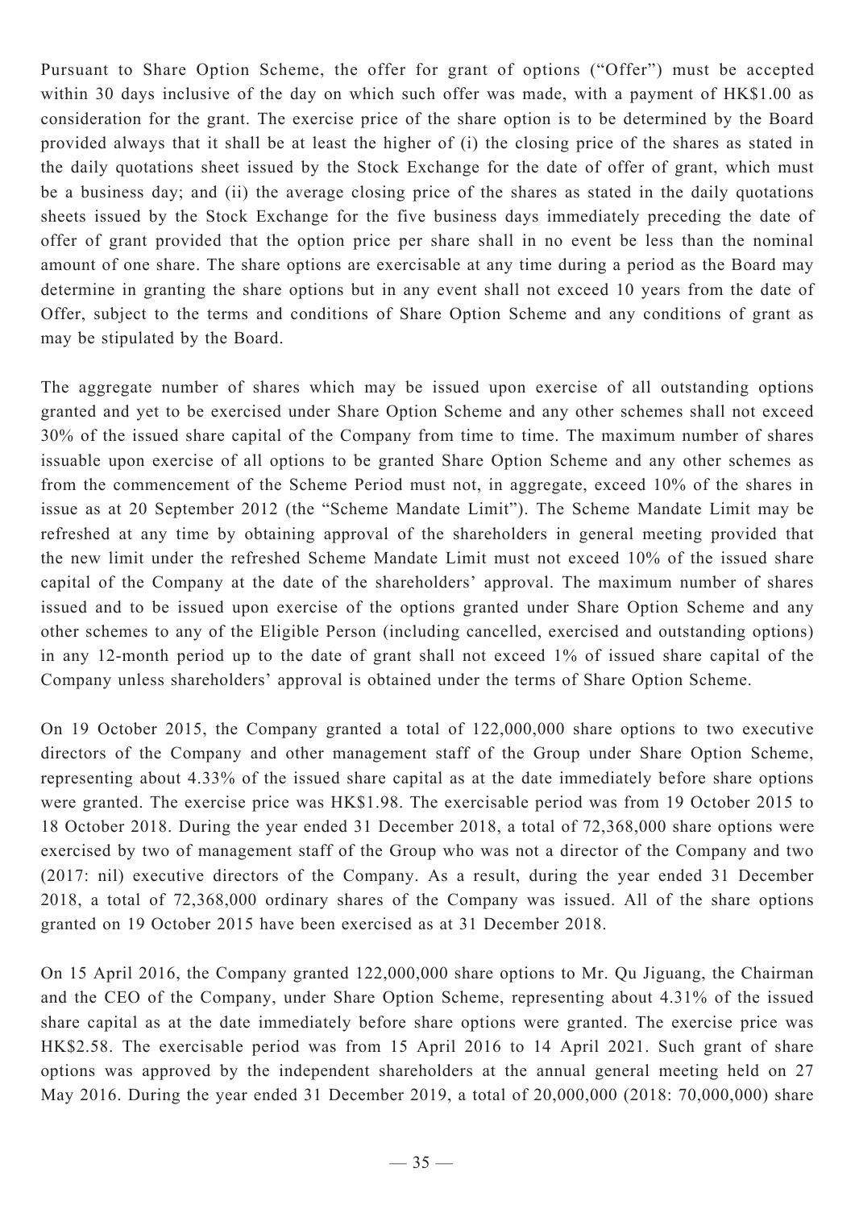Pursuant to Share Option Scheme, the offer for grant of options ("Offer") must be accepted within 30 days inclusive of the day on which such offer was made, with a payment of HK$1.00 as consideration for the grant. The exercise price of the share option is to be determined by the Board provided always that it shall be at least the higher of (i) the closing price of the shares as stated in the daily quotations sheet issued by the Stock Exchange for the date of offer of grant, which must be a business day; and (ii) the average closing price of the shares as stated in the daily quotations sheets issued by the Stock Exchange for the five business days immediately preceding the date of offer of grant provided that the option price per share shall in no event be less than the nominal amount of one share. The share options are exercisable at any time during a period as the Board may determine in granting the share options but in any event shall not exceed 10 years from the date of Offer, subject to the terms and conditions of Share Option Scheme and any conditions of grant as may be stipulated by the Board.

The aggregate number of shares which may be issued upon exercise of all outstanding options granted and yet to be exercised under Share Option Scheme and any other schemes shall not exceed 30% of the issued share capital of the Company from time to time. The maximum number of shares issuable upon exercise of all options to be granted Share Option Scheme and any other schemes as from the commencement of the Scheme Period must not, in aggregate, exceed 10% of the shares in issue as at 20 September 2012 (the "Scheme Mandate Limit"). The Scheme Mandate Limit may be refreshed at any time by obtaining approval of the shareholders in general meeting provided that the new limit under the refreshed Scheme Mandate Limit must not exceed 10% of the issued share capital of the Company at the date of the shareholders' approval. The maximum number of shares issued and to be issued upon exercise of the options granted under Share Option Scheme and any other schemes to any of the Eligible Person (including cancelled, exercised and outstanding options) in any 12-month period up to the date of grant shall not exceed 1% of issued share capital of the Company unless shareholders' approval is obtained under the terms of Share Option Scheme.

On 19 October 2015, the Company granted a total of 122,000,000 share options to two executive directors of the Company and other management staff of the Group under Share Option Scheme, representing about 4.33% of the issued share capital as at the date immediately before share options were granted. The exercise price was HK$1.98. The exercisable period was from 19 October 2015 to 18 October 2018. During the year ended 31 December 2018, a total of 72,368,000 share options were exercised by two of management staff of the Group who was not a director of the Company and two (2017: nil) executive directors of the Company. As a result, during the year ended 31 December 2018, a total of 72,368,000 ordinary shares of the Company was issued. All of the share options granted on 19 October 2015 have been exercised as at 31 December 2018.

On 15 April 2016, the Company granted 122,000,000 share options to Mr. Qu Jiguang, the Chairman and the CEO of the Company, under Share Option Scheme, representing about 4.31% of the issued share capital as at the date immediately before share options were granted. The exercise price was HK$2.58. The exercisable period was from 15 April 2016 to 14 April 2021. Such grant of share options was approved by the independent shareholders at the annual general meeting held on 27 May 2016. During the year ended 31 December 2019, a total of 20,000,000 (2018: 70,000,000) share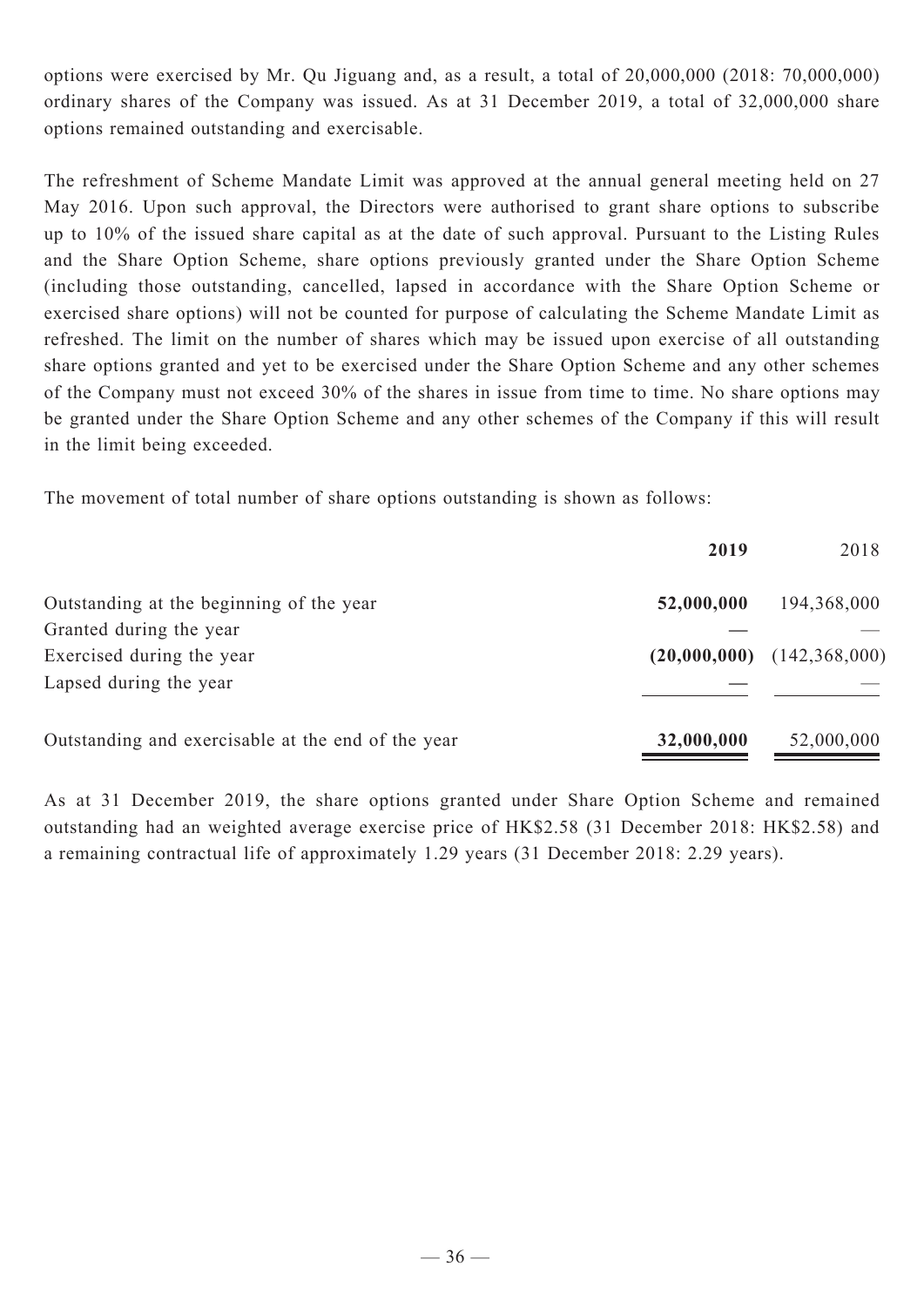options were exercised by Mr. Qu Jiguang and, as a result, a total of 20,000,000 (2018: 70,000,000) ordinary shares of the Company was issued. As at 31 December 2019, a total of 32,000,000 share options remained outstanding and exercisable.

The refreshment of Scheme Mandate Limit was approved at the annual general meeting held on 27 May 2016. Upon such approval, the Directors were authorised to grant share options to subscribe up to 10% of the issued share capital as at the date of such approval. Pursuant to the Listing Rules and the Share Option Scheme, share options previously granted under the Share Option Scheme (including those outstanding, cancelled, lapsed in accordance with the Share Option Scheme or exercised share options) will not be counted for purpose of calculating the Scheme Mandate Limit as refreshed. The limit on the number of shares which may be issued upon exercise of all outstanding share options granted and yet to be exercised under the Share Option Scheme and any other schemes of the Company must not exceed 30% of the shares in issue from time to time. No share options may be granted under the Share Option Scheme and any other schemes of the Company if this will result in the limit being exceeded.

The movement of total number of share options outstanding is shown as follows:

| | **2019** | 2018 |
|---|---|---|
| Outstanding at the beginning of the year | **52,000,000** | 194,368,000 |
| Granted during the year | **—** | — |
| Exercised during the year | **(20,000,000)** | (142,368,000) |
| Lapsed during the year | **—** | — |
| Outstanding and exercisable at the end of the year | **32,000,000** | 52,000,000 |

As at 31 December 2019, the share options granted under Share Option Scheme and remained outstanding had an weighted average exercise price of HK$2.58 (31 December 2018: HK$2.58) and a remaining contractual life of approximately 1.29 years (31 December 2018: 2.29 years).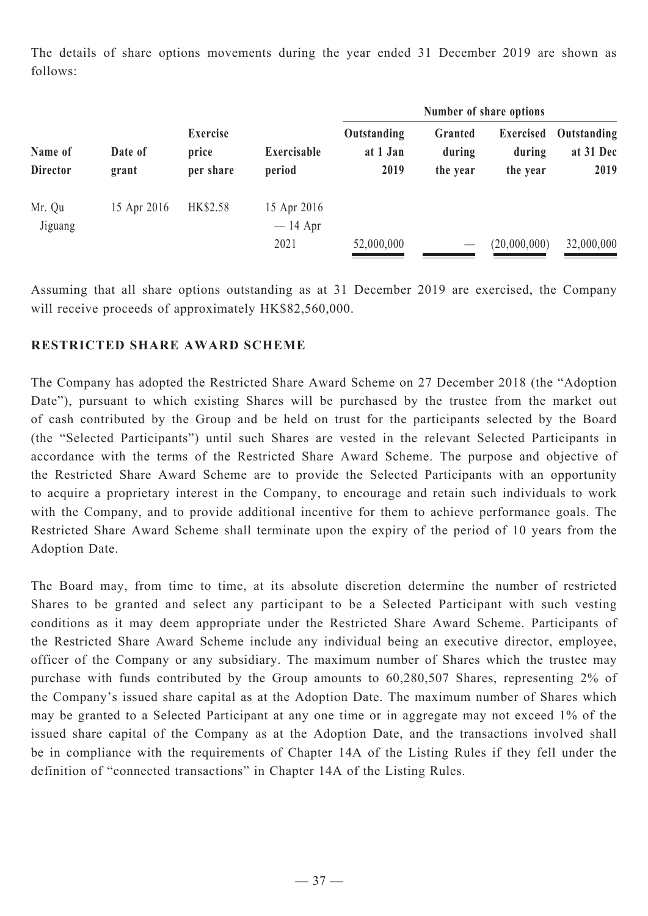The details of share options movements during the year ended 31 December 2019 are shown as follows:

| Name of Director | Date of grant | Exercise price per share | Exercisable period | Number of share options | | | |
|---|---|---|---|---|---|---|---|
| | | | | Outstanding at 1 Jan 2019 | Granted during the year | Exercised during the year | Outstanding at 31 Dec 2019 |
| Mr. Qu Jiguang | 15 Apr 2016 | HK$2.58 | 15 Apr 2016 — 14 Apr 2021 | 52,000,000 | — | (20,000,000) | 32,000,000 |

Assuming that all share options outstanding as at 31 December 2019 are exercised, the Company will receive proceeds of approximately HK$82,560,000.

## RESTRICTED SHARE AWARD SCHEME

The Company has adopted the Restricted Share Award Scheme on 27 December 2018 (the "Adoption Date"), pursuant to which existing Shares will be purchased by the trustee from the market out of cash contributed by the Group and be held on trust for the participants selected by the Board (the "Selected Participants") until such Shares are vested in the relevant Selected Participants in accordance with the terms of the Restricted Share Award Scheme. The purpose and objective of the Restricted Share Award Scheme are to provide the Selected Participants with an opportunity to acquire a proprietary interest in the Company, to encourage and retain such individuals to work with the Company, and to provide additional incentive for them to achieve performance goals. The Restricted Share Award Scheme shall terminate upon the expiry of the period of 10 years from the Adoption Date.

The Board may, from time to time, at its absolute discretion determine the number of restricted Shares to be granted and select any participant to be a Selected Participant with such vesting conditions as it may deem appropriate under the Restricted Share Award Scheme. Participants of the Restricted Share Award Scheme include any individual being an executive director, employee, officer of the Company or any subsidiary. The maximum number of Shares which the trustee may purchase with funds contributed by the Group amounts to 60,280,507 Shares, representing 2% of the Company's issued share capital as at the Adoption Date. The maximum number of Shares which may be granted to a Selected Participant at any one time or in aggregate may not exceed 1% of the issued share capital of the Company as at the Adoption Date, and the transactions involved shall be in compliance with the requirements of Chapter 14A of the Listing Rules if they fell under the definition of "connected transactions" in Chapter 14A of the Listing Rules.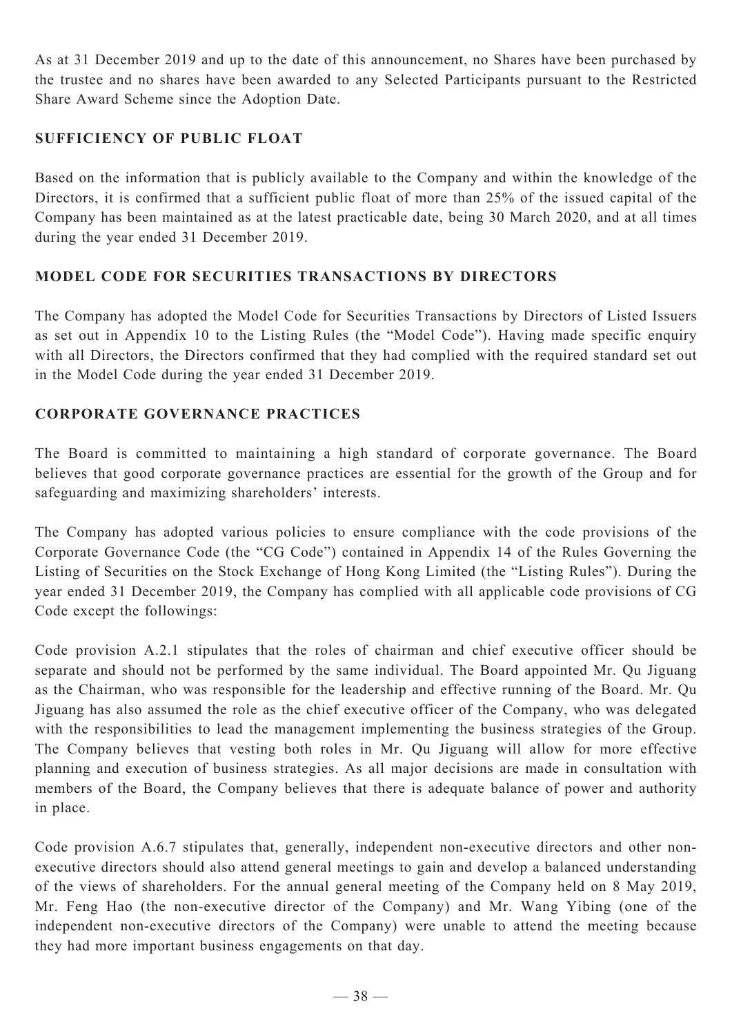As at 31 December 2019 and up to the date of this announcement, no Shares have been purchased by the trustee and no shares have been awarded to any Selected Participants pursuant to the Restricted Share Award Scheme since the Adoption Date.

## SUFFICIENCY OF PUBLIC FLOAT

Based on the information that is publicly available to the Company and within the knowledge of the Directors, it is confirmed that a sufficient public float of more than 25% of the issued capital of the Company has been maintained as at the latest practicable date, being 30 March 2020, and at all times during the year ended 31 December 2019.

## MODEL CODE FOR SECURITIES TRANSACTIONS BY DIRECTORS

The Company has adopted the Model Code for Securities Transactions by Directors of Listed Issuers as set out in Appendix 10 to the Listing Rules (the "Model Code"). Having made specific enquiry with all Directors, the Directors confirmed that they had complied with the required standard set out in the Model Code during the year ended 31 December 2019.

## CORPORATE GOVERNANCE PRACTICES

The Board is committed to maintaining a high standard of corporate governance. The Board believes that good corporate governance practices are essential for the growth of the Group and for safeguarding and maximizing shareholders' interests.

The Company has adopted various policies to ensure compliance with the code provisions of the Corporate Governance Code (the "CG Code") contained in Appendix 14 of the Rules Governing the Listing of Securities on the Stock Exchange of Hong Kong Limited (the "Listing Rules"). During the year ended 31 December 2019, the Company has complied with all applicable code provisions of CG Code except the followings:

Code provision A.2.1 stipulates that the roles of chairman and chief executive officer should be separate and should not be performed by the same individual. The Board appointed Mr. Qu Jiguang as the Chairman, who was responsible for the leadership and effective running of the Board. Mr. Qu Jiguang has also assumed the role as the chief executive officer of the Company, who was delegated with the responsibilities to lead the management implementing the business strategies of the Group. The Company believes that vesting both roles in Mr. Qu Jiguang will allow for more effective planning and execution of business strategies. As all major decisions are made in consultation with members of the Board, the Company believes that there is adequate balance of power and authority in place.

Code provision A.6.7 stipulates that, generally, independent non-executive directors and other non-executive directors should also attend general meetings to gain and develop a balanced understanding of the views of shareholders. For the annual general meeting of the Company held on 8 May 2019, Mr. Feng Hao (the non-executive director of the Company) and Mr. Wang Yibing (one of the independent non-executive directors of the Company) were unable to attend the meeting because they had more important business engagements on that day.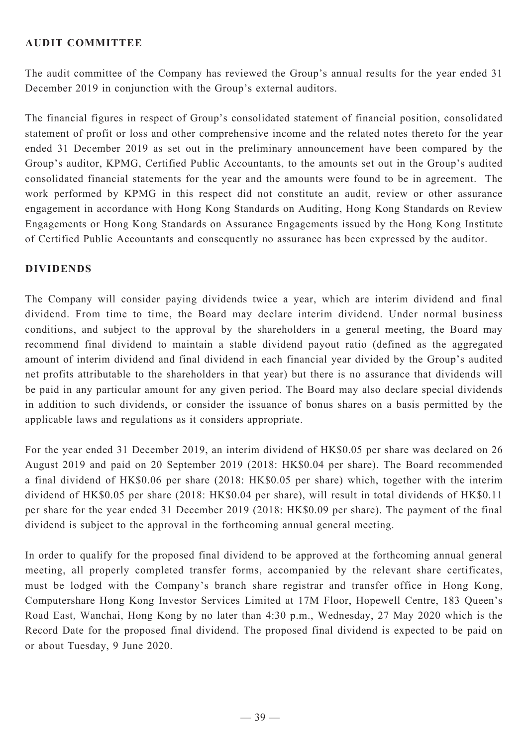## AUDIT COMMITTEE

The audit committee of the Company has reviewed the Group's annual results for the year ended 31 December 2019 in conjunction with the Group's external auditors.

The financial figures in respect of Group's consolidated statement of financial position, consolidated statement of profit or loss and other comprehensive income and the related notes thereto for the year ended 31 December 2019 as set out in the preliminary announcement have been compared by the Group's auditor, KPMG, Certified Public Accountants, to the amounts set out in the Group's audited consolidated financial statements for the year and the amounts were found to be in agreement. The work performed by KPMG in this respect did not constitute an audit, review or other assurance engagement in accordance with Hong Kong Standards on Auditing, Hong Kong Standards on Review Engagements or Hong Kong Standards on Assurance Engagements issued by the Hong Kong Institute of Certified Public Accountants and consequently no assurance has been expressed by the auditor.

## DIVIDENDS

The Company will consider paying dividends twice a year, which are interim dividend and final dividend. From time to time, the Board may declare interim dividend. Under normal business conditions, and subject to the approval by the shareholders in a general meeting, the Board may recommend final dividend to maintain a stable dividend payout ratio (defined as the aggregated amount of interim dividend and final dividend in each financial year divided by the Group's audited net profits attributable to the shareholders in that year) but there is no assurance that dividends will be paid in any particular amount for any given period. The Board may also declare special dividends in addition to such dividends, or consider the issuance of bonus shares on a basis permitted by the applicable laws and regulations as it considers appropriate.

For the year ended 31 December 2019, an interim dividend of HK$0.05 per share was declared on 26 August 2019 and paid on 20 September 2019 (2018: HK$0.04 per share). The Board recommended a final dividend of HK$0.06 per share (2018: HK$0.05 per share) which, together with the interim dividend of HK$0.05 per share (2018: HK$0.04 per share), will result in total dividends of HK$0.11 per share for the year ended 31 December 2019 (2018: HK$0.09 per share). The payment of the final dividend is subject to the approval in the forthcoming annual general meeting.

In order to qualify for the proposed final dividend to be approved at the forthcoming annual general meeting, all properly completed transfer forms, accompanied by the relevant share certificates, must be lodged with the Company's branch share registrar and transfer office in Hong Kong, Computershare Hong Kong Investor Services Limited at 17M Floor, Hopewell Centre, 183 Queen's Road East, Wanchai, Hong Kong by no later than 4:30 p.m., Wednesday, 27 May 2020 which is the Record Date for the proposed final dividend. The proposed final dividend is expected to be paid on or about Tuesday, 9 June 2020.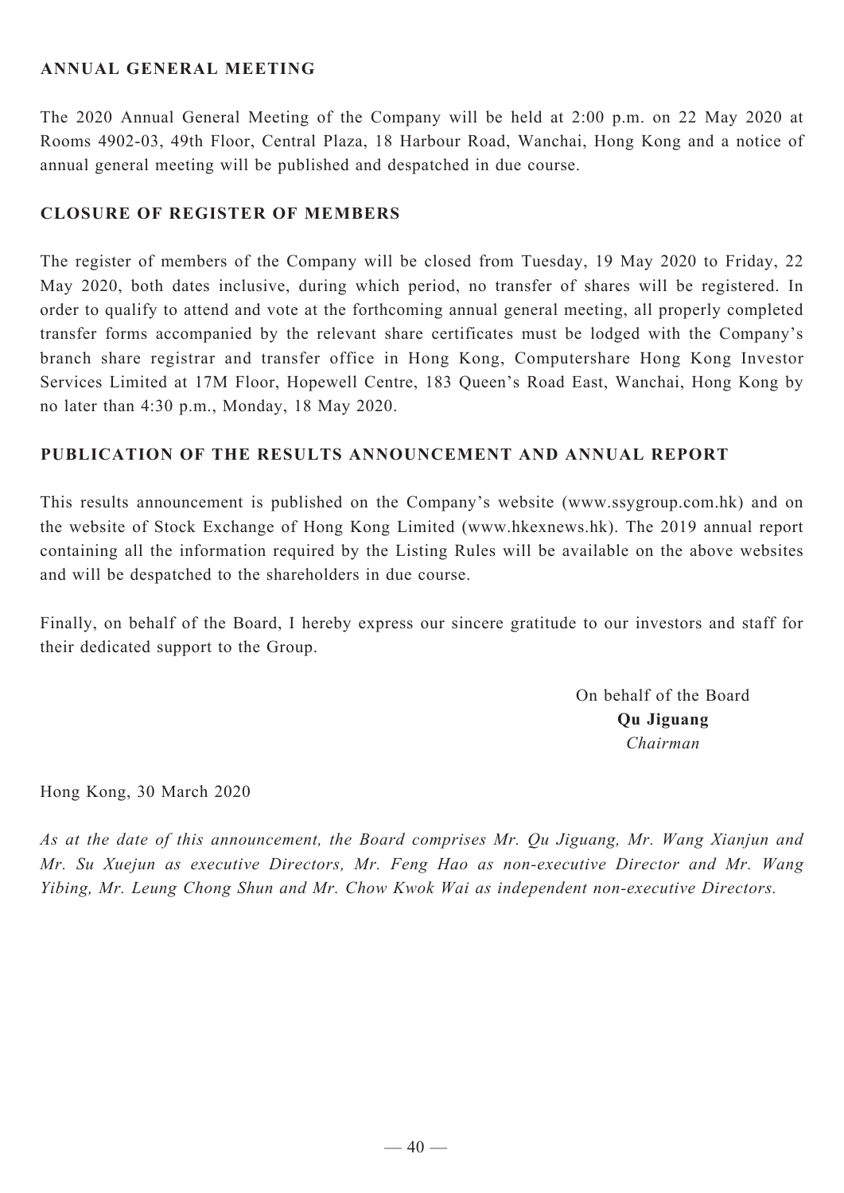## ANNUAL GENERAL MEETING

The 2020 Annual General Meeting of the Company will be held at 2:00 p.m. on 22 May 2020 at Rooms 4902-03, 49th Floor, Central Plaza, 18 Harbour Road, Wanchai, Hong Kong and a notice of annual general meeting will be published and despatched in due course.

## CLOSURE OF REGISTER OF MEMBERS

The register of members of the Company will be closed from Tuesday, 19 May 2020 to Friday, 22 May 2020, both dates inclusive, during which period, no transfer of shares will be registered. In order to qualify to attend and vote at the forthcoming annual general meeting, all properly completed transfer forms accompanied by the relevant share certificates must be lodged with the Company's branch share registrar and transfer office in Hong Kong, Computershare Hong Kong Investor Services Limited at 17M Floor, Hopewell Centre, 183 Queen's Road East, Wanchai, Hong Kong by no later than 4:30 p.m., Monday, 18 May 2020.

## PUBLICATION OF THE RESULTS ANNOUNCEMENT AND ANNUAL REPORT

This results announcement is published on the Company's website (www.ssygroup.com.hk) and on the website of Stock Exchange of Hong Kong Limited (www.hkexnews.hk). The 2019 annual report containing all the information required by the Listing Rules will be available on the above websites and will be despatched to the shareholders in due course.

Finally, on behalf of the Board, I hereby express our sincere gratitude to our investors and staff for their dedicated support to the Group.

On behalf of the Board
**Qu Jiguang**
*Chairman*

Hong Kong, 30 March 2020

*As at the date of this announcement, the Board comprises Mr. Qu Jiguang, Mr. Wang Xianjun and Mr. Su Xuejun as executive Directors, Mr. Feng Hao as non-executive Director and Mr. Wang Yibing, Mr. Leung Chong Shun and Mr. Chow Kwok Wai as independent non-executive Directors.*